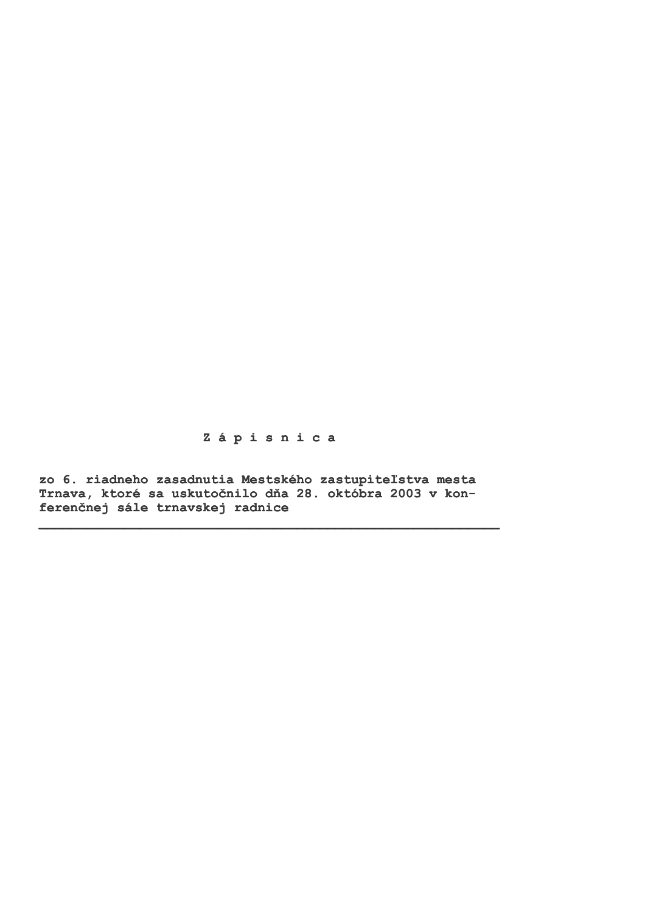# Z á p i s n i c a

**zo 6. riadneho zasadnutia Mestského zastupiteľstva mesta Trnava, ktoré sa uskutočnilo dňa 28. októbra 2003 v konferenčnej sále trnavskej radnice**

---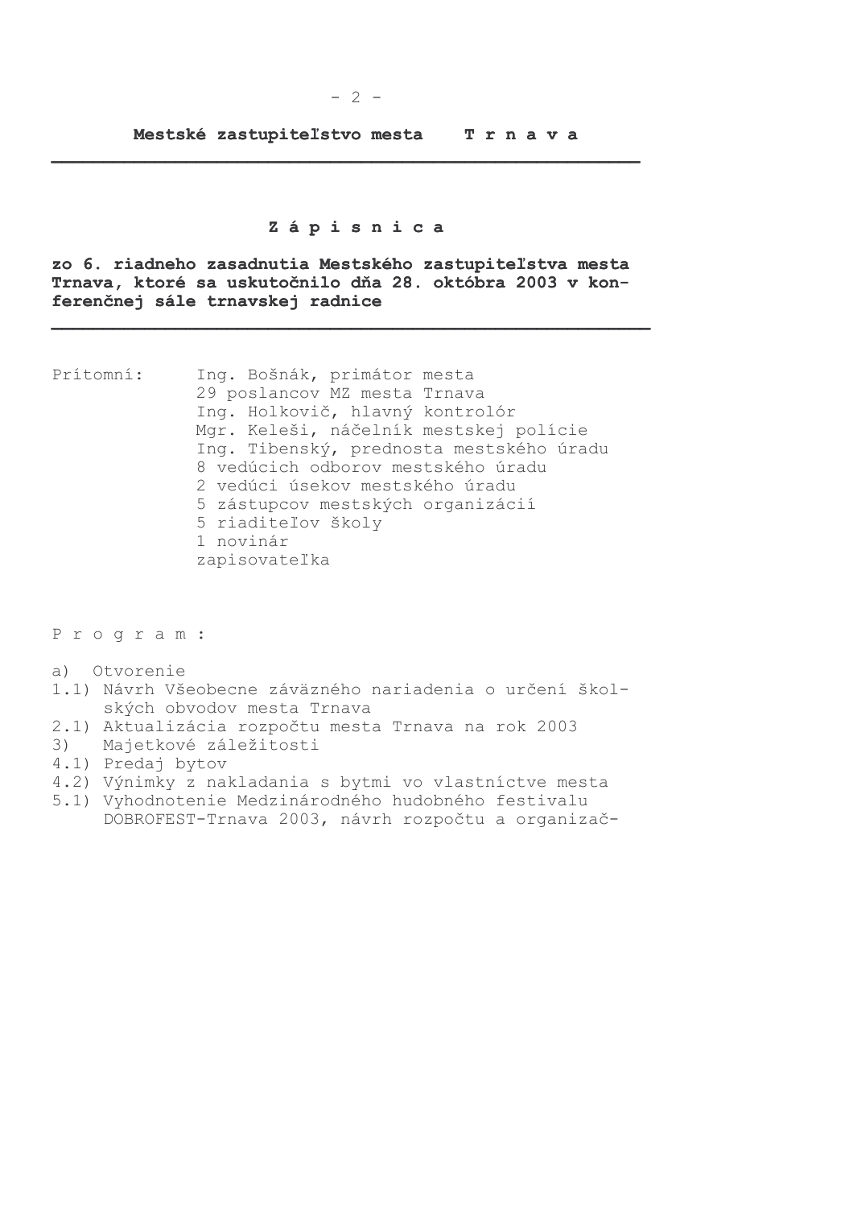**Mestské zastupiteľstvo mesta T r n a v a**

# Z á p i s n i c a

**zo 6. riadneho zasadnutia Mestského zastupiteľstva mesta Trnava, ktoré sa uskutočnilo dňa 28. októbra 2003 v konferenčnej sále trnavskej radnice**

Prítomní:
- Ing. Bošnák, primátor mesta
- 29 poslancov MZ mesta Trnava
- Ing. Holkovič, hlavný kontrolór
- Mgr. Keleši, náčelník mestskej polície
- Ing. Tibenský, prednosta mestského úradu
- 8 vedúcich odborov mestského úradu
- 2 vedúci úsekov mestského úradu
- 5 zástupcov mestských organizácií
- 5 riaditeľov školy
- 1 novinár
- zapisovateľka

P r o g r a m :

a) Otvorenie
1.1) Návrh Všeobecne záväzného nariadenia o určení školských obvodov mesta Trnava
2.1) Aktualizácia rozpočtu mesta Trnava na rok 2003
3) Majetkové záležitosti
4.1) Predaj bytov
4.2) Výnimky z nakladania s bytmi vo vlastníctve mesta
5.1) Vyhodnotenie Medzinárodného hudobného festivalu DOBROFEST-Trnava 2003, návrh rozpočtu a organizač-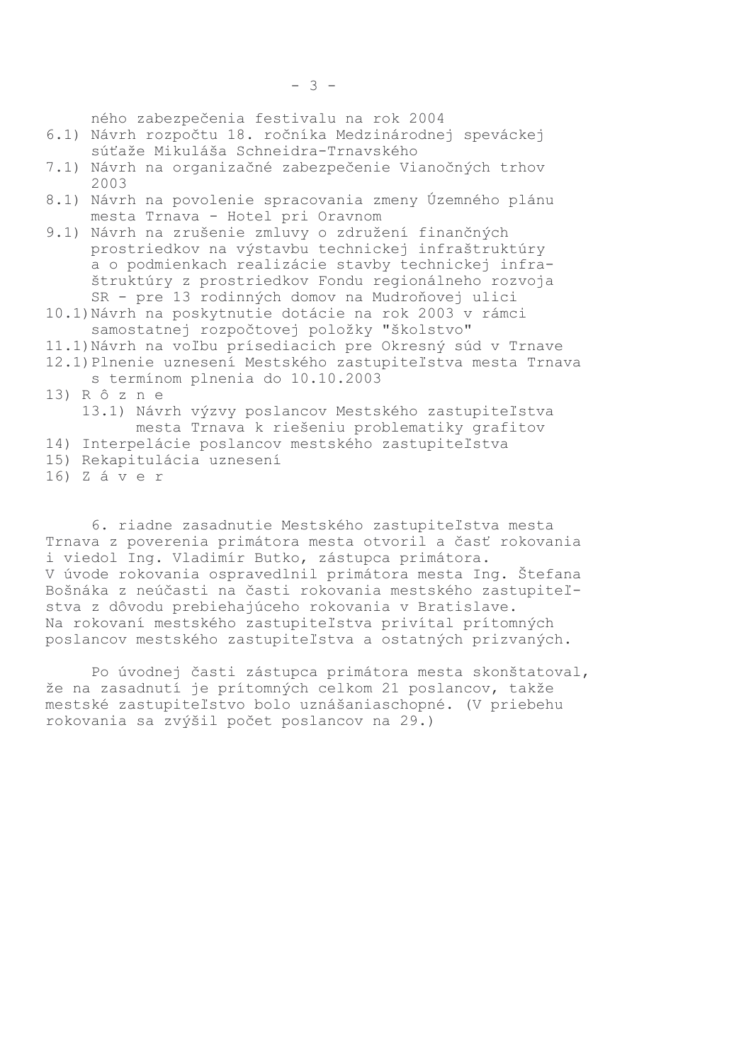ného zabezpečenia festivalu na rok 2004

6.1) Návrh rozpočtu 18. ročníka Medzinárodnej speváckej súťaže Mikuláša Schneidra-Trnavského

7.1) Návrh na organizačné zabezpečenie Vianočných trhov 2003

8.1) Návrh na povolenie spracovania zmeny Územného plánu mesta Trnava - Hotel pri Oravnom

9.1) Návrh na zrušenie zmluvy o združení finančných prostriedkov na výstavbu technickej infraštruktúry a o podmienkach realizácie stavby technickej infraštruktúry z prostriedkov Fondu regionálneho rozvoja SR - pre 13 rodinných domov na Mudroňovej ulici

10.1) Návrh na poskytnutie dotácie na rok 2003 v rámci samostatnej rozpočtovej položky "školstvo"

11.1) Návrh na voľbu prísediacich pre Okresný súd v Trnave

12.1) Plnenie uznesení Mestského zastupiteľstva mesta Trnava s termínom plnenia do 10.10.2003

13) R ô z n e
    13.1) Návrh výzvy poslancov Mestského zastupiteľstva mesta Trnava k riešeniu problematiky grafitov

14) Interpelácie poslancov mestského zastupiteľstva

15) Rekapitulácia uznesení

16) Z á v e r

6. riadne zasadnutie Mestského zastupiteľstva mesta Trnava z poverenia primátora mesta otvoril a časť rokovania i viedol Ing. Vladimír Butko, zástupca primátora. V úvode rokovania ospravedlnil primátora mesta Ing. Štefana Bošnáka z neúčasti na časti rokovania mestského zastupiteľstva z dôvodu prebiehajúceho rokovania v Bratislave. Na rokovaní mestského zastupiteľstva privítal prítomných poslancov mestského zastupiteľstva a ostatných prizvaných.

Po úvodnej časti zástupca primátora mesta skonštatoval, že na zasadnutí je prítomných celkom 21 poslancov, takže mestské zastupiteľstvo bolo uznášaniaschopné. (V priebehu rokovania sa zvýšil počet poslancov na 29.)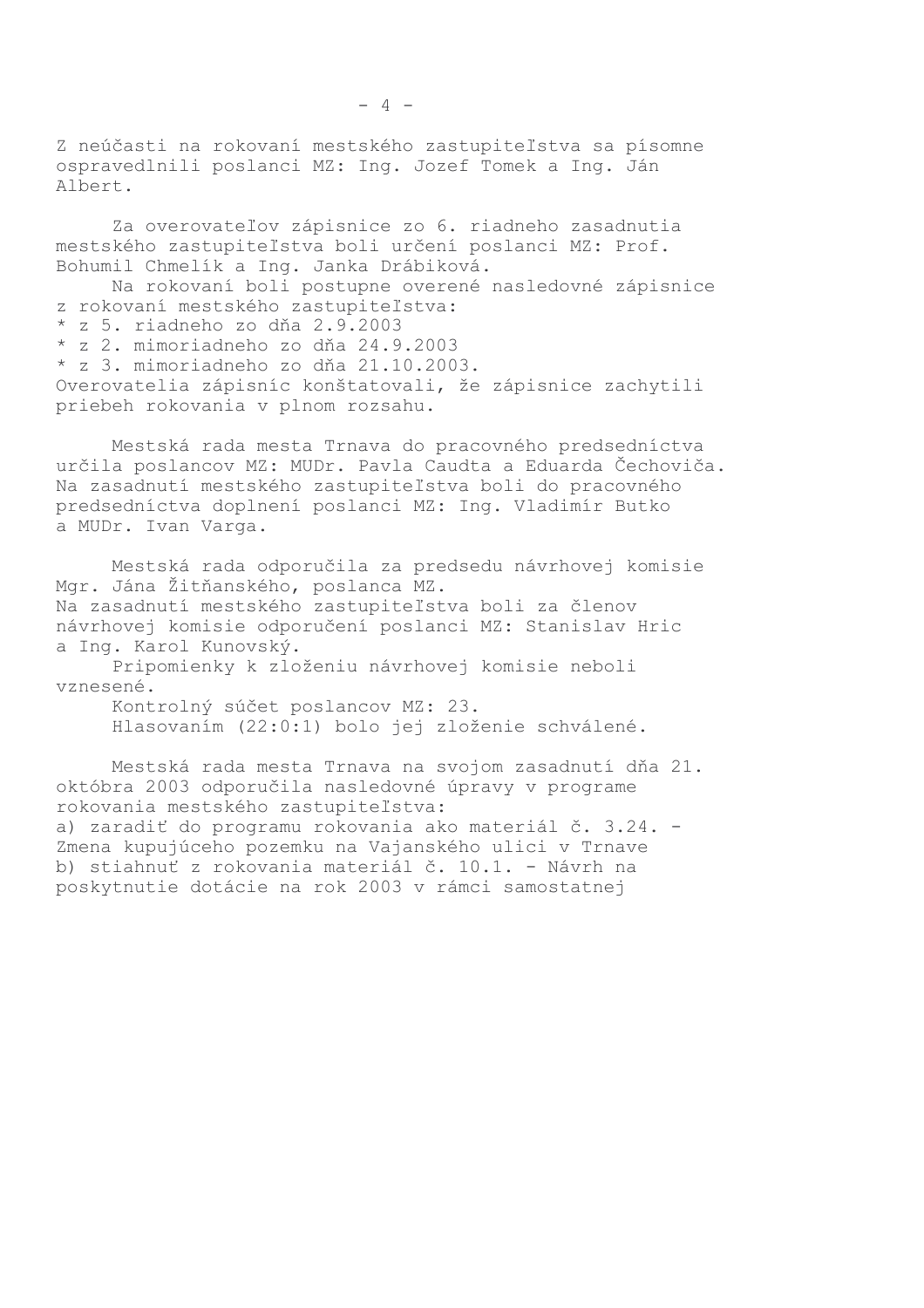Z neúčasti na rokovaní mestského zastupiteľstva sa písomne ospravedlnili poslanci MZ: Ing. Jozef Tomek a Ing. Ján Albert.

Za overovateľov zápisnice zo 6. riadneho zasadnutia mestského zastupiteľstva boli určení poslanci MZ: Prof. Bohumil Chmelík a Ing. Janka Drábiková.

Na rokovaní boli postupne overené nasledovné zápisnice z rokovaní mestského zastupiteľstva:

* z 5. riadneho zo dňa 2.9.2003
* z 2. mimoriadneho zo dňa 24.9.2003
* z 3. mimoriadneho zo dňa 21.10.2003.

Overovatelia zápisníc konštatovali, že zápisnice zachytili priebeh rokovania v plnom rozsahu.

Mestská rada mesta Trnava do pracovného predsedníctva určila poslancov MZ: MUDr. Pavla Caudta a Eduarda Čechoviča. Na zasadnutí mestského zastupiteľstva boli do pracovného predsedníctva doplnení poslanci MZ: Ing. Vladimír Butko a MUDr. Ivan Varga.

Mestská rada odporučila za predsedu návrhovej komisie Mgr. Jána Žitňanského, poslanca MZ.
Na zasadnutí mestského zastupiteľstva boli za členov návrhovej komisie odporučení poslanci MZ: Stanislav Hric a Ing. Karol Kunovský.

Pripomienky k zloženiu návrhovej komisie neboli vznesené.

Kontrolný súčet poslancov MZ: 23.

Hlasovaním (22:0:1) bolo jej zloženie schválené.

Mestská rada mesta Trnava na svojom zasadnutí dňa 21. októbra 2003 odporučila nasledovné úpravy v programe rokovania mestského zastupiteľstva:
a) zaradiť do programu rokovania ako materiál č. 3.24. - Zmena kupujúceho pozemku na Vajanského ulici v Trnave
b) stiahnuť z rokovania materiál č. 10.1. - Návrh na poskytnutie dotácie na rok 2003 v rámci samostatnej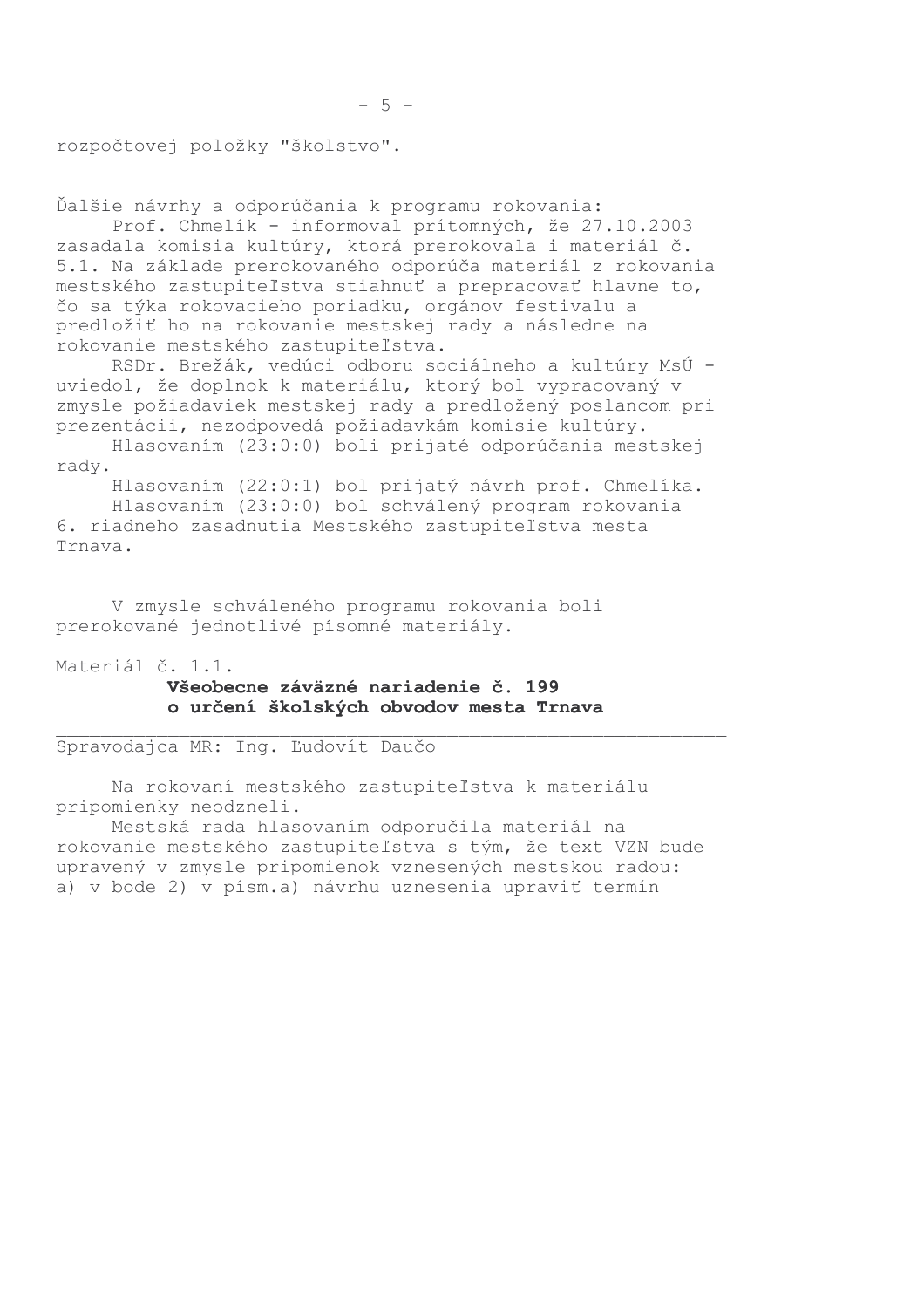rozpočtovej položky "školstvo".

Ďalšie návrhy a odporúčania k programu rokovania:

Prof. Chmelík - informoval prítomných, že 27.10.2003 zasadala komisia kultúry, ktorá prerokovala i materiál č. 5.1. Na základe prerokovaného odporúča materiál z rokovania mestského zastupiteľstva stiahnuť a prepracovať hlavne to, čo sa týka rokovacieho poriadku, orgánov festivalu a predložiť ho na rokovanie mestskej rady a následne na rokovanie mestského zastupiteľstva.

RSDr. Brežák, vedúci odboru sociálneho a kultúry MsÚ - uviedol, že doplnok k materiálu, ktorý bol vypracovaný v zmysle požiadaviek mestskej rady a predložený poslancom pri prezentácii, nezodpovedá požiadavkám komisie kultúry.

Hlasovaním (23:0:0) boli prijaté odporúčania mestskej rady.

Hlasovaním (22:0:1) bol prijatý návrh prof. Chmelíka.

Hlasovaním (23:0:0) bol schválený program rokovania 6. riadneho zasadnutia Mestského zastupiteľstva mesta Trnava.

V zmysle schváleného programu rokovania boli prerokované jednotlivé písomné materiály.

Materiál č. 1.1.

**Všeobecne záväzné nariadenie č. 199**
**o určení školských obvodov mesta Trnava**

---

Spravodajca MR: Ing. Ľudovít Daučo

Na rokovaní mestského zastupiteľstva k materiálu pripomienky neodzneli.

Mestská rada hlasovaním odporučila materiál na rokovanie mestského zastupiteľstva s tým, že text VZN bude upravený v zmysle pripomienok vznesených mestskou radou:
a) v bode 2) v písm.a) návrhu uznesenia upraviť termín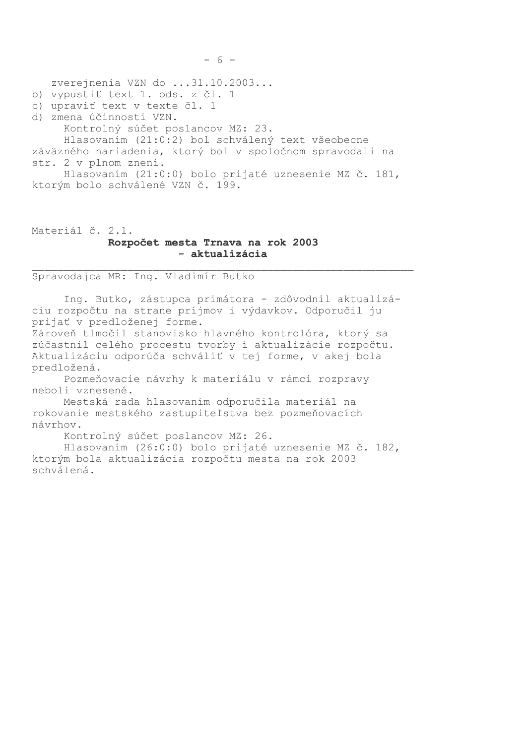zverejnenia VZN do ...31.10.2003...

b) vypustiť text 1. ods. z čl. 1

c) upraviť text v texte čl. 1

d) zmena účinnosti VZN.

Kontrolný súčet poslancov MZ: 23.

Hlasovaním (21:0:2) bol schválený text všeobecne záväzného nariadenia, ktorý bol v spoločnom spravodali na str. 2 v plnom znení.

Hlasovaním (21:0:0) bolo prijaté uznesenie MZ č. 181, ktorým bolo schválené VZN č. 199.

Materiál č. 2.1.

**Rozpočet mesta Trnava na rok 2003 - aktualizácia**

Spravodajca MR: Ing. Vladimír Butko

Ing. Butko, zástupca primátora - zdôvodnil aktualizáciu rozpočtu na strane príjmov i výdavkov. Odporučil ju prijať v predloženej forme.
Zároveň tlmočil stanovisko hlavného kontrolóra, ktorý sa zúčastnil celého procestu tvorby i aktualizácie rozpočtu. Aktualizáciu odporúča schváliť v tej forme, v akej bola predložená.

Pozmeňovacie návrhy k materiálu v rámci rozpravy neboli vznesené.

Mestská rada hlasovaním odporučila materiál na rokovanie mestského zastupiteľstva bez pozmeňovacích návrhov.

Kontrolný súčet poslancov MZ: 26.

Hlasovaním (26:0:0) bolo prijaté uznesenie MZ č. 182, ktorým bola aktualizácia rozpočtu mesta na rok 2003 schválená.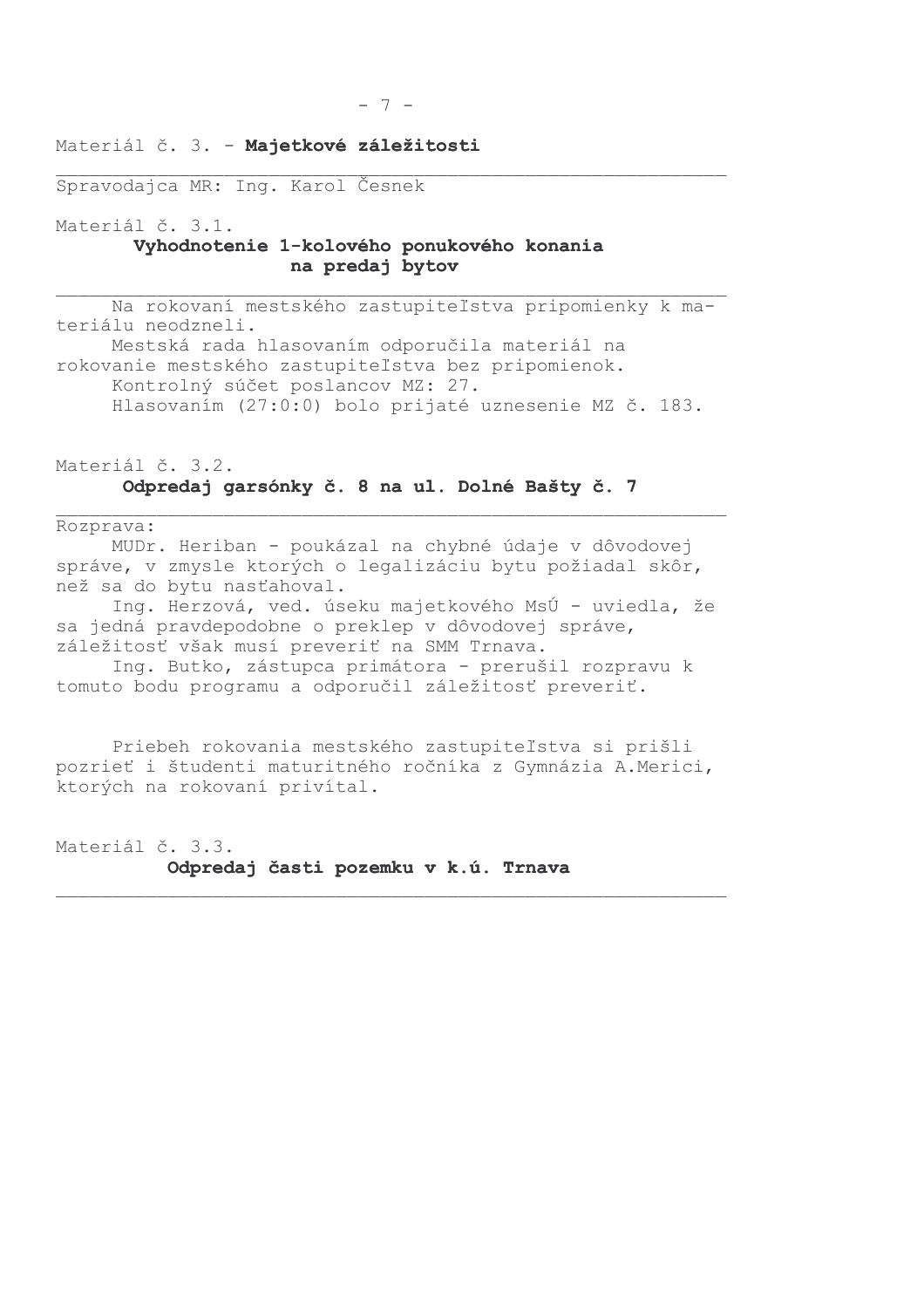Materiál č. 3. - **Majetkové záležitosti**

---

Spravodajca MR: Ing. Karol Česnek

Materiál č. 3.1.

**Vyhodnotenie 1-kolového ponukového konania na predaj bytov**

---

Na rokovaní mestského zastupiteľstva pripomienky k materiálu neodzneli.

Mestská rada hlasovaním odporučila materiál na rokovanie mestského zastupiteľstva bez pripomienok.

Kontrolný súčet poslancov MZ: 27.

Hlasovaním (27:0:0) bolo prijaté uznesenie MZ č. 183.

Materiál č. 3.2.

**Odpredaj garsónky č. 8 na ul. Dolné Bašty č. 7**

---

Rozprava:

MUDr. Heriban - poukázal na chybné údaje v dôvodovej správe, v zmysle ktorých o legalizáciu bytu požiadal skôr, než sa do bytu nasťahoval.

Ing. Herzová, ved. úseku majetkového MsÚ - uviedla, že sa jedná pravdepodobne o preklep v dôvodovej správe, záležitosť však musí preveriť na SMM Trnava.

Ing. Butko, zástupca primátora - prerušil rozpravu k tomuto bodu programu a odporučil záležitosť preveriť.

Priebeh rokovania mestského zastupiteľstva si prišli pozrieť i študenti maturitného ročníka z Gymnázia A.Merici, ktorých na rokovaní privítal.

Materiál č. 3.3.

**Odpredaj časti pozemku v k.ú. Trnava**

---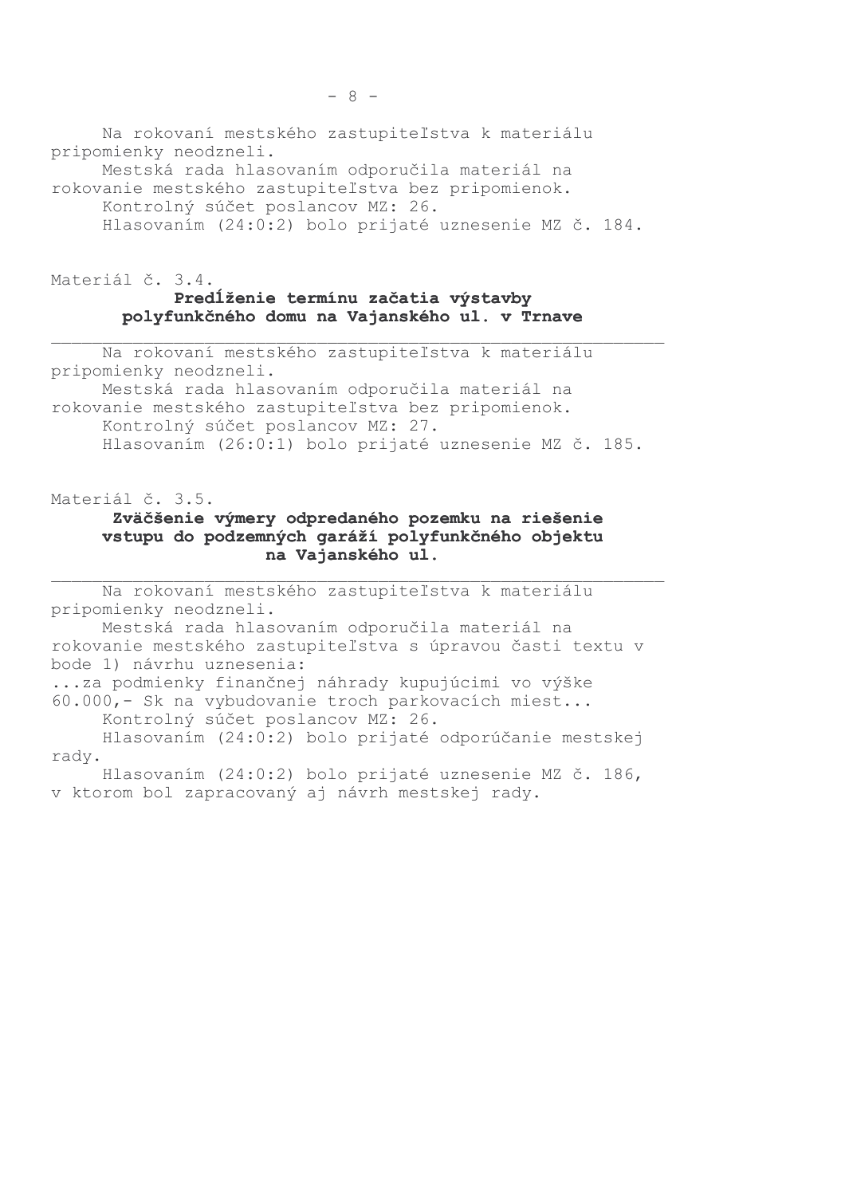Na rokovaní mestského zastupiteľstva k materiálu pripomienky neodzneli.
Mestská rada hlasovaním odporučila materiál na rokovanie mestského zastupiteľstva bez pripomienok.
Kontrolný súčet poslancov MZ: 26.
Hlasovaním (24:0:2) bolo prijaté uznesenie MZ č. 184.

Materiál č. 3.4.

**Predĺženie termínu začatia výstavby polyfunkčného domu na Vajanského ul. v Trnave**

---

Na rokovaní mestského zastupiteľstva k materiálu pripomienky neodzneli.
Mestská rada hlasovaním odporučila materiál na rokovanie mestského zastupiteľstva bez pripomienok.
Kontrolný súčet poslancov MZ: 27.
Hlasovaním (26:0:1) bolo prijaté uznesenie MZ č. 185.

Materiál č. 3.5.

**Zväčšenie výmery odpredaného pozemku na riešenie vstupu do podzemných garáží polyfunkčného objektu na Vajanského ul.**

---

Na rokovaní mestského zastupiteľstva k materiálu pripomienky neodzneli.
Mestská rada hlasovaním odporučila materiál na rokovanie mestského zastupiteľstva s úpravou časti textu v bode 1) návrhu uznesenia:
...za podmienky finančnej náhrady kupujúcimi vo výške 60.000,- Sk na vybudovanie troch parkovacích miest...
Kontrolný súčet poslancov MZ: 26.
Hlasovaním (24:0:2) bolo prijaté odporúčanie mestskej rady.
Hlasovaním (24:0:2) bolo prijaté uznesenie MZ č. 186, v ktorom bol zapracovaný aj návrh mestskej rady.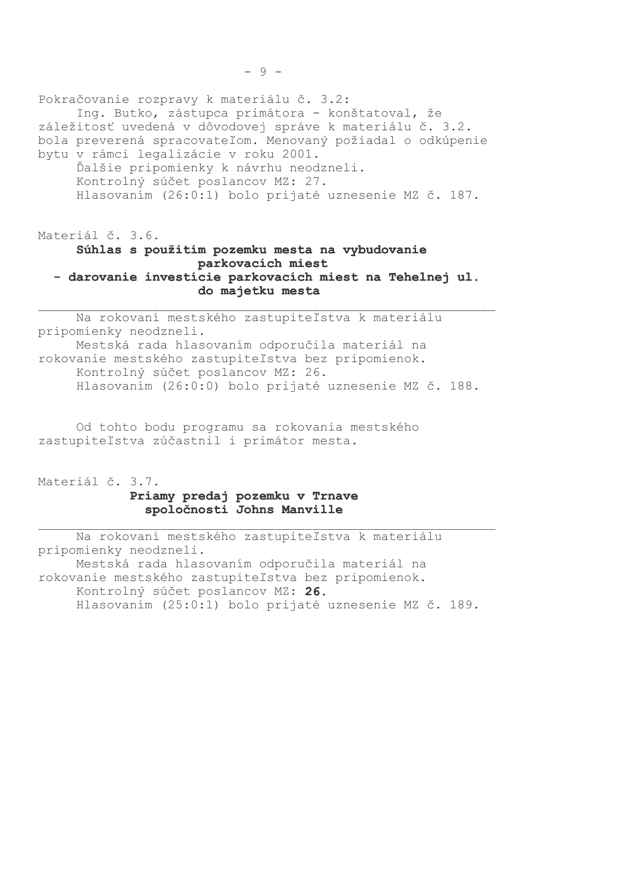Pokračovanie rozpravy k materiálu č. 3.2:

Ing. Butko, zástupca primátora - konštatoval, že záležitosť uvedená v dôvodovej správe k materiálu č. 3.2. bola preverená spracovateľom. Menovaný požiadal o odkúpenie bytu v rámci legalizácie v roku 2001.

Ďalšie pripomienky k návrhu neodzneli.

Kontrolný súčet poslancov MZ: 27.

Hlasovaním (26:0:1) bolo prijaté uznesenie MZ č. 187.

Materiál č. 3.6.

**Súhlas s použitím pozemku mesta na vybudovanie parkovacích miest - darovanie investície parkovacích miest na Tehelnej ul. do majetku mesta**

---

Na rokovaní mestského zastupiteľstva k materiálu pripomienky neodzneli.

Mestská rada hlasovaním odporučila materiál na rokovanie mestského zastupiteľstva bez pripomienok.

Kontrolný súčet poslancov MZ: 26.

Hlasovaním (26:0:0) bolo prijaté uznesenie MZ č. 188.

Od tohto bodu programu sa rokovania mestského zastupiteľstva zúčastnil i primátor mesta.

Materiál č. 3.7.

**Priamy predaj pozemku v Trnave spoločnosti Johns Manville**

---

Na rokovaní mestského zastupiteľstva k materiálu pripomienky neodzneli.

Mestská rada hlasovaním odporučila materiál na rokovanie mestského zastupiteľstva bez pripomienok.

Kontrolný súčet poslancov MZ: **26.**

Hlasovaním (25:0:1) bolo prijaté uznesenie MZ č. 189.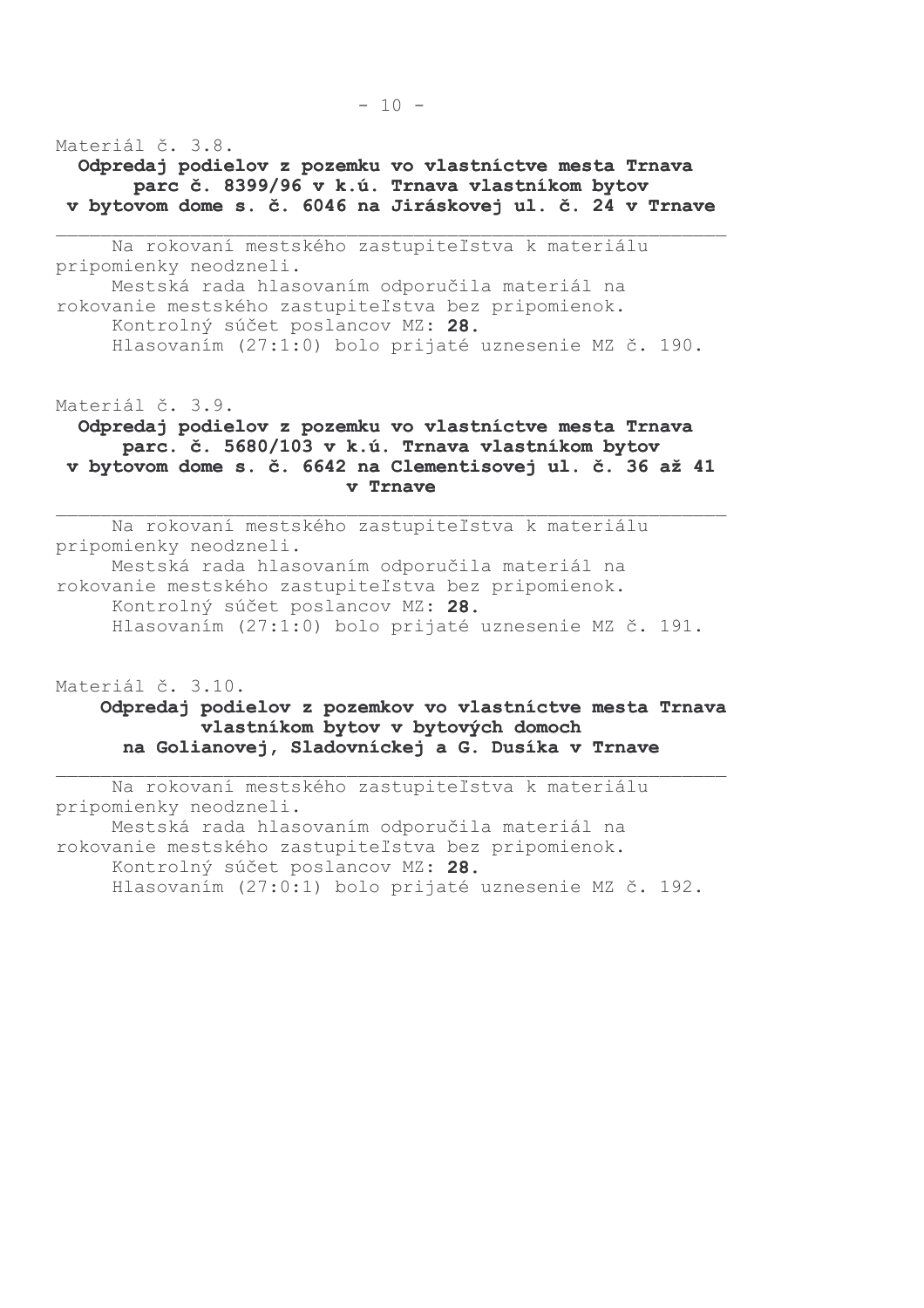Materiál č. 3.8.

**Odpredaj podielov z pozemku vo vlastníctve mesta Trnava parc č. 8399/96 v k.ú. Trnava vlastníkom bytov v bytovom dome s. č. 6046 na Jiráskovej ul. č. 24 v Trnave**

---

Na rokovaní mestského zastupiteľstva k materiálu pripomienky neodzneli.

Mestská rada hlasovaním odporučila materiál na rokovanie mestského zastupiteľstva bez pripomienok.

Kontrolný súčet poslancov MZ: **28.**

Hlasovaním (27:1:0) bolo prijaté uznesenie MZ č. 190.

Materiál č. 3.9.

**Odpredaj podielov z pozemku vo vlastníctve mesta Trnava parc. č. 5680/103 v k.ú. Trnava vlastníkom bytov v bytovom dome s. č. 6642 na Clementisovej ul. č. 36 až 41 v Trnave**

---

Na rokovaní mestského zastupiteľstva k materiálu pripomienky neodzneli.

Mestská rada hlasovaním odporučila materiál na rokovanie mestského zastupiteľstva bez pripomienok.

Kontrolný súčet poslancov MZ: **28.**

Hlasovaním (27:1:0) bolo prijaté uznesenie MZ č. 191.

Materiál č. 3.10.

**Odpredaj podielov z pozemkov vo vlastníctve mesta Trnava vlastníkom bytov v bytových domoch na Golianovej, Sladovníckej a G. Dusíka v Trnave**

---

Na rokovaní mestského zastupiteľstva k materiálu pripomienky neodzneli.

Mestská rada hlasovaním odporučila materiál na rokovanie mestského zastupiteľstva bez pripomienok.

Kontrolný súčet poslancov MZ: **28.**

Hlasovaním (27:0:1) bolo prijaté uznesenie MZ č. 192.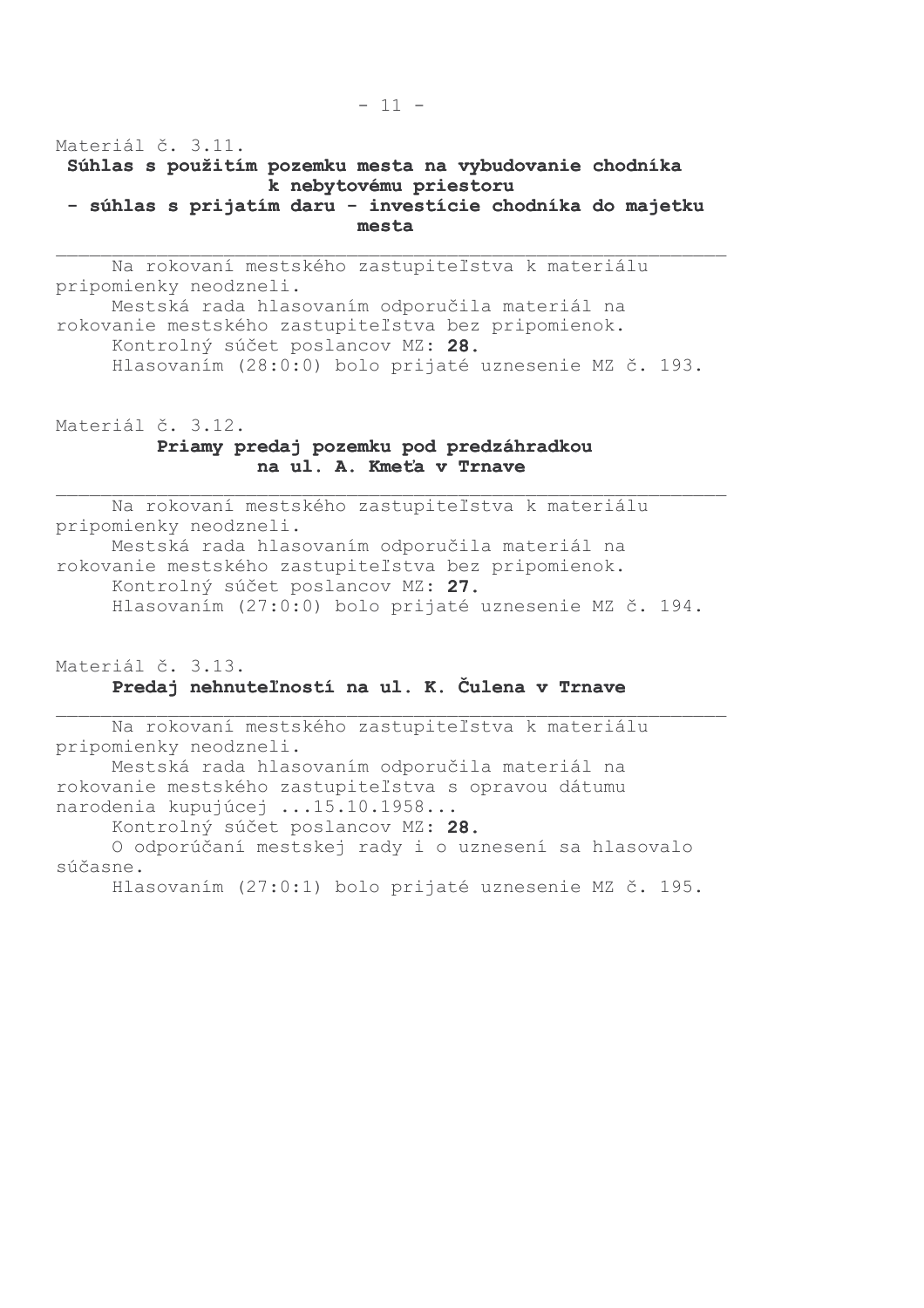Materiál č. 3.11.

**Súhlas s použitím pozemku mesta na vybudovanie chodníka k nebytovému priestoru - súhlas s prijatím daru - investície chodníka do majetku mesta**

---

Na rokovaní mestského zastupiteľstva k materiálu pripomienky neodzneli.

Mestská rada hlasovaním odporučila materiál na rokovanie mestského zastupiteľstva bez pripomienok.

Kontrolný súčet poslancov MZ: **28.**

Hlasovaním (28:0:0) bolo prijaté uznesenie MZ č. 193.

Materiál č. 3.12.

**Priamy predaj pozemku pod predzáhradkou na ul. A. Kmeťa v Trnave**

---

Na rokovaní mestského zastupiteľstva k materiálu pripomienky neodzneli.

Mestská rada hlasovaním odporučila materiál na rokovanie mestského zastupiteľstva bez pripomienok.

Kontrolný súčet poslancov MZ: **27.**

Hlasovaním (27:0:0) bolo prijaté uznesenie MZ č. 194.

Materiál č. 3.13.

**Predaj nehnuteľností na ul. K. Čulena v Trnave**

---

Na rokovaní mestského zastupiteľstva k materiálu pripomienky neodzneli.

Mestská rada hlasovaním odporučila materiál na rokovanie mestského zastupiteľstva s opravou dátumu narodenia kupujúcej ...15.10.1958...

Kontrolný súčet poslancov MZ: **28.**

O odporúčaní mestskej rady i o uznesení sa hlasovalo súčasne.

Hlasovaním (27:0:1) bolo prijaté uznesenie MZ č. 195.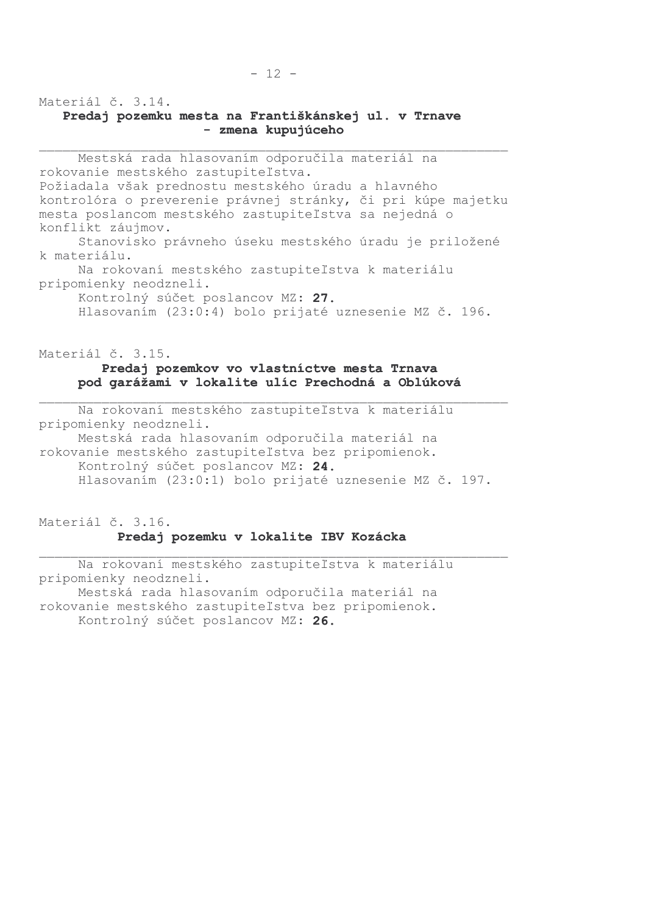Materiál č. 3.14.

**Predaj pozemku mesta na Františkánskej ul. v Trnave - zmena kupujúceho**

---

Mestská rada hlasovaním odporučila materiál na rokovanie mestského zastupiteľstva.
Požiadala však prednostu mestského úradu a hlavného kontrolóra o preverenie právnej stránky, či pri kúpe majetku mesta poslancom mestského zastupiteľstva sa nejedná o konflikt záujmov.

Stanovisko právneho úseku mestského úradu je priložené k materiálu.

Na rokovaní mestského zastupiteľstva k materiálu pripomienky neodzneli.

Kontrolný súčet poslancov MZ: **27.**

Hlasovaním (23:0:4) bolo prijaté uznesenie MZ č. 196.

Materiál č. 3.15.

**Predaj pozemkov vo vlastníctve mesta Trnava pod garážami v lokalite ulíc Prechodná a Oblúková**

---

Na rokovaní mestského zastupiteľstva k materiálu pripomienky neodzneli.

Mestská rada hlasovaním odporučila materiál na rokovanie mestského zastupiteľstva bez pripomienok.

Kontrolný súčet poslancov MZ: **24.**

Hlasovaním (23:0:1) bolo prijaté uznesenie MZ č. 197.

Materiál č. 3.16.

**Predaj pozemku v lokalite IBV Kozácka**

---

Na rokovaní mestského zastupiteľstva k materiálu pripomienky neodzneli.

Mestská rada hlasovaním odporučila materiál na rokovanie mestského zastupiteľstva bez pripomienok.

Kontrolný súčet poslancov MZ: **26.**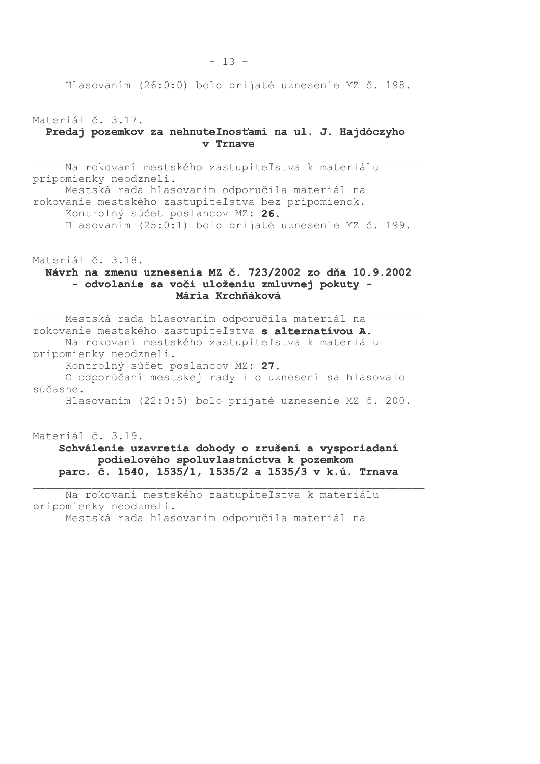Hlasovaním (26:0:0) bolo prijaté uznesenie MZ č. 198.

Materiál č. 3.17.

**Predaj pozemkov za nehnuteľnosťami na ul. J. Hajdóczyho v Trnave**

---

Na rokovaní mestského zastupiteľstva k materiálu pripomienky neodzneli.

Mestská rada hlasovaním odporučila materiál na rokovanie mestského zastupiteľstva bez pripomienok.

Kontrolný súčet poslancov MZ: **26.**

Hlasovaním (25:0:1) bolo prijaté uznesenie MZ č. 199.

Materiál č. 3.18.

**Návrh na zmenu uznesenia MZ č. 723/2002 zo dňa 10.9.2002 - odvolanie sa voči uloženiu zmluvnej pokuty - Mária Krchňáková**

---

Mestská rada hlasovaním odporučila materiál na rokovanie mestského zastupiteľstva **s alternatívou A.**

Na rokovaní mestského zastupiteľstva k materiálu pripomienky neodzneli.

Kontrolný súčet poslancov MZ: **27.**

O odporúčaní mestskej rady i o uznesení sa hlasovalo súčasne.

Hlasovaním (22:0:5) bolo prijaté uznesenie MZ č. 200.

Materiál č. 3.19.

**Schválenie uzavretia dohody o zrušení a vysporiadaní podielového spoluvlastníctva k pozemkom parc. č. 1540, 1535/1, 1535/2 a 1535/3 v k.ú. Trnava**

---

Na rokovaní mestského zastupiteľstva k materiálu pripomienky neodzneli.

Mestská rada hlasovaním odporučila materiál na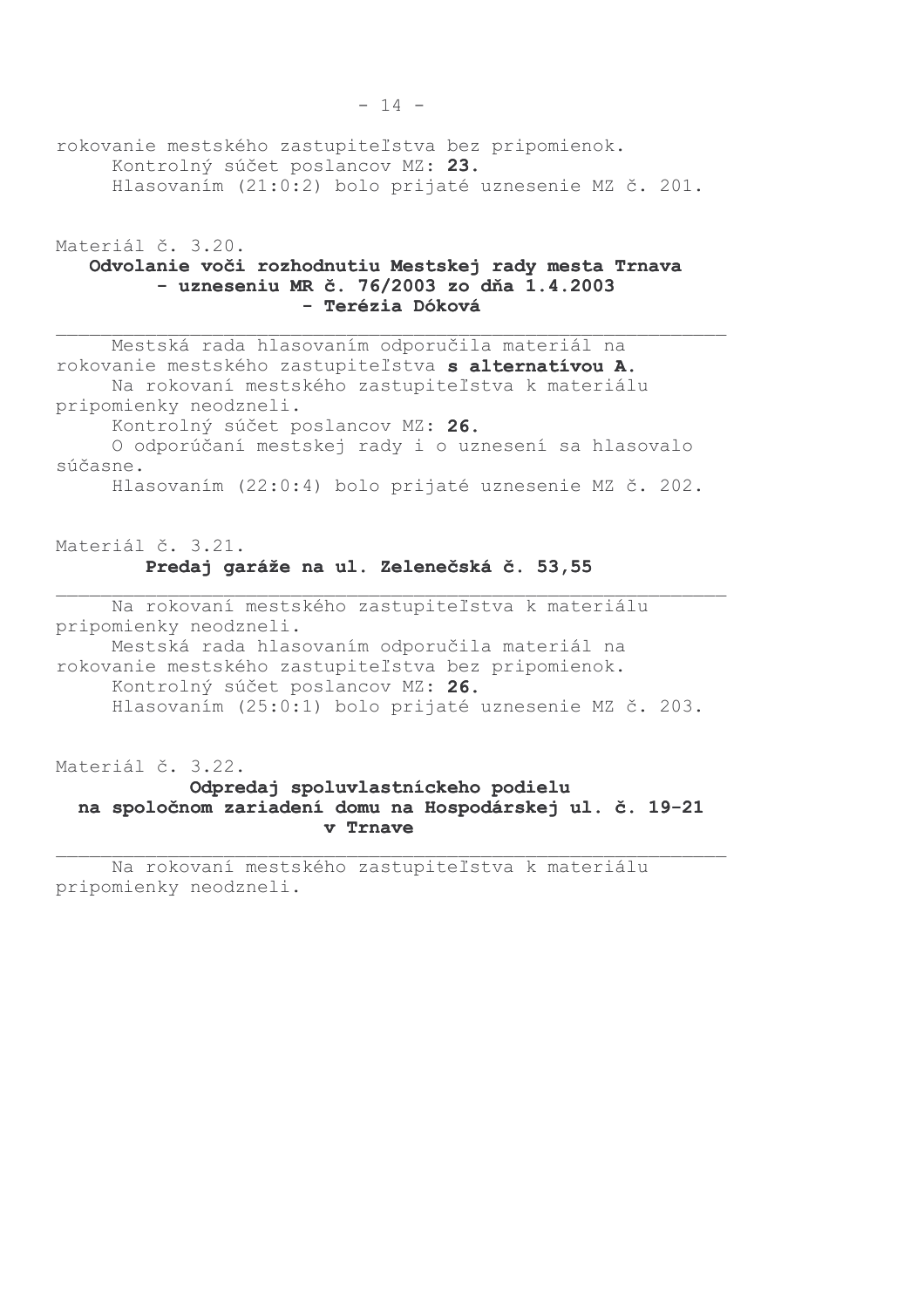rokovanie mestského zastupiteľstva bez pripomienok.
Kontrolný súčet poslancov MZ: **23.**
Hlasovaním (21:0:2) bolo prijaté uznesenie MZ č. 201.

Materiál č. 3.20.

**Odvolanie voči rozhodnutiu Mestskej rady mesta Trnava - uzneseniu MR č. 76/2003 zo dňa 1.4.2003 - Terézia Dóková**

---

Mestská rada hlasovaním odporučila materiál na rokovanie mestského zastupiteľstva **s alternatívou A.**
Na rokovaní mestského zastupiteľstva k materiálu pripomienky neodzneli.
Kontrolný súčet poslancov MZ: **26.**
O odporúčaní mestskej rady i o uznesení sa hlasovalo súčasne.
Hlasovaním (22:0:4) bolo prijaté uznesenie MZ č. 202.

Materiál č. 3.21.

**Predaj garáže na ul. Zelenečská č. 53,55**

---

Na rokovaní mestského zastupiteľstva k materiálu pripomienky neodzneli.
Mestská rada hlasovaním odporučila materiál na rokovanie mestského zastupiteľstva bez pripomienok.
Kontrolný súčet poslancov MZ: **26.**
Hlasovaním (25:0:1) bolo prijaté uznesenie MZ č. 203.

Materiál č. 3.22.

**Odpredaj spoluvlastníckeho podielu na spoločnom zariadení domu na Hospodárskej ul. č. 19-21 v Trnave**

---

Na rokovaní mestského zastupiteľstva k materiálu pripomienky neodzneli.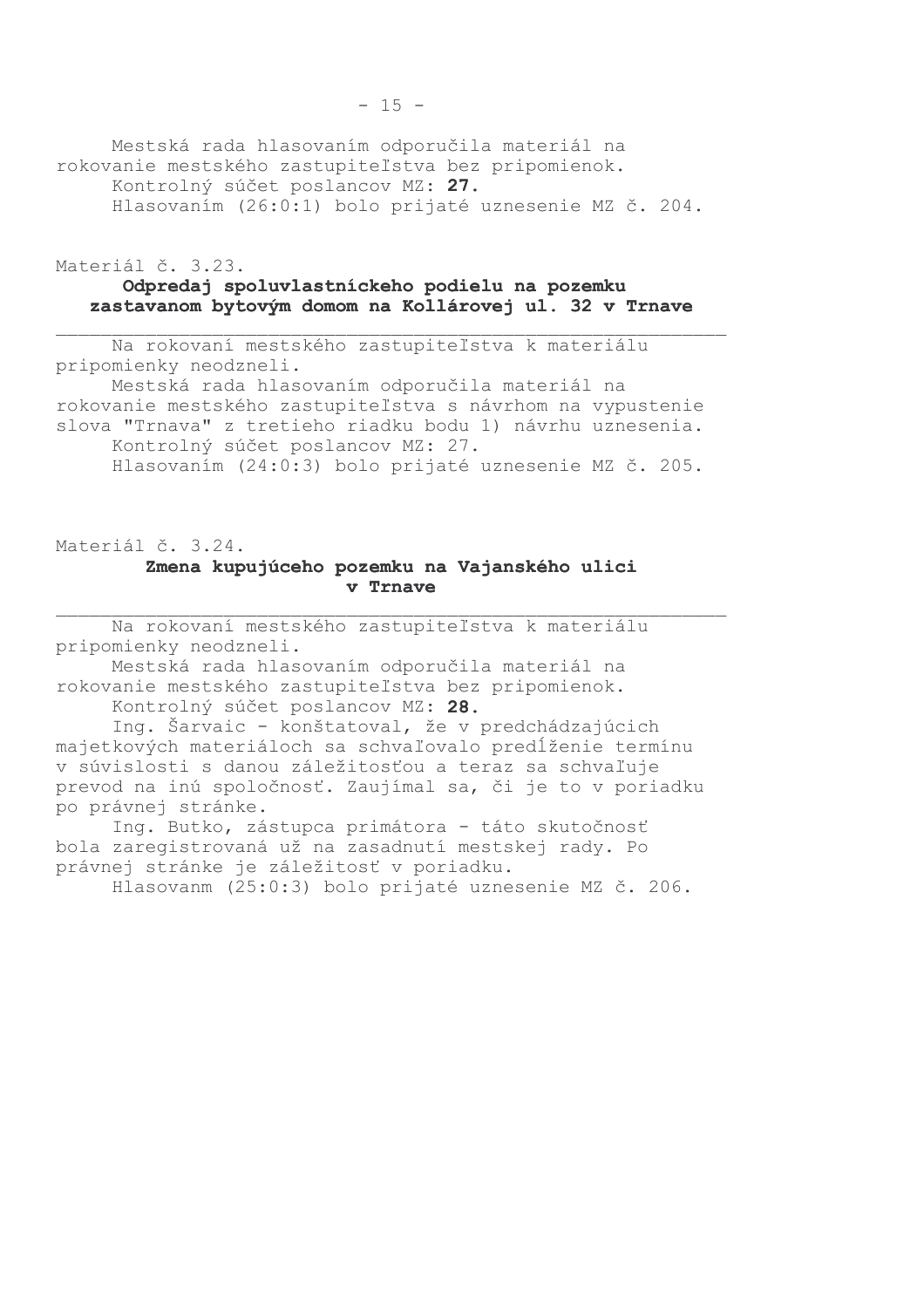Mestská rada hlasovaním odporučila materiál na rokovanie mestského zastupiteľstva bez pripomienok.

Kontrolný súčet poslancov MZ: **27.**

Hlasovaním (26:0:1) bolo prijaté uznesenie MZ č. 204.

Materiál č. 3.23.

**Odpredaj spoluvlastníckeho podielu na pozemku zastavanom bytovým domom na Kollárovej ul. 32 v Trnave**

---

Na rokovaní mestského zastupiteľstva k materiálu pripomienky neodzneli.

Mestská rada hlasovaním odporučila materiál na rokovanie mestského zastupiteľstva s návrhom na vypustenie slova "Trnava" z tretieho riadku bodu 1) návrhu uznesenia.

Kontrolný súčet poslancov MZ: 27.

Hlasovaním (24:0:3) bolo prijaté uznesenie MZ č. 205.

Materiál č. 3.24.

**Zmena kupujúceho pozemku na Vajanského ulici v Trnave**

---

Na rokovaní mestského zastupiteľstva k materiálu pripomienky neodzneli.

Mestská rada hlasovaním odporučila materiál na rokovanie mestského zastupiteľstva bez pripomienok.

Kontrolný súčet poslancov MZ: **28.**

Ing. Šarvaic - konštatoval, že v predchádzajúcich majetkových materiáloch sa schvaľovalo predĺženie termínu v súvislosti s danou záležitosťou a teraz sa schvaľuje prevod na inú spoločnosť. Zaujímal sa, či je to v poriadku po právnej stránke.

Ing. Butko, zástupca primátora - táto skutočnosť bola zaregistrovaná už na zasadnutí mestskej rady. Po právnej stránke je záležitosť v poriadku.

Hlasovanm (25:0:3) bolo prijaté uznesenie MZ č. 206.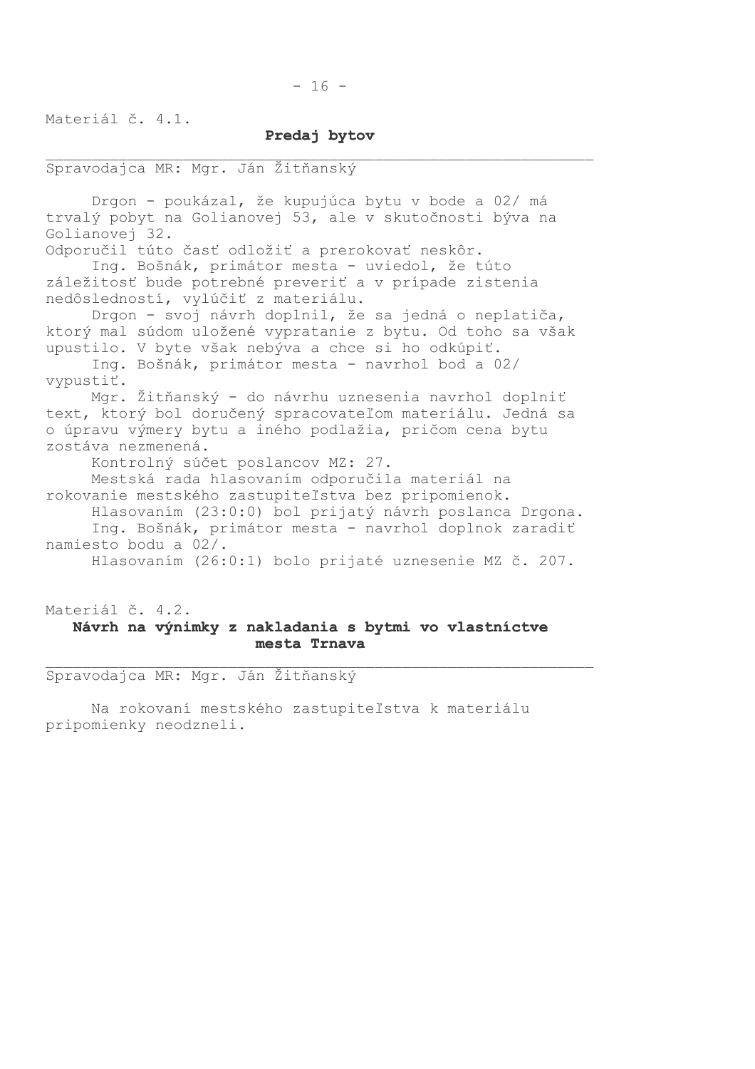Materiál č. 4.1.

**Predaj bytov**

---

Spravodajca MR: Mgr. Ján Žitňanský

Drgon - poukázal, že kupujúca bytu v bode a 02/ má trvalý pobyt na Golianovej 53, ale v skutočnosti býva na Golianovej 32.
Odporučil túto časť odložiť a prerokovať neskôr.

Ing. Bošnák, primátor mesta - uviedol, že túto záležitosť bude potrebné preveriť a v prípade zistenia nedôsledností, vylúčiť z materiálu.

Drgon - svoj návrh doplnil, že sa jedná o neplatiča, ktorý mal súdom uložené vypratanie z bytu. Od toho sa však upustilo. V byte však nebýva a chce si ho odkúpiť.

Ing. Bošnák, primátor mesta - navrhol bod a 02/ vypustiť.

Mgr. Žitňanský - do návrhu uznesenia navrhol doplniť text, ktorý bol doručený spracovateľom materiálu. Jedná sa o úpravu výmery bytu a iného podlažia, pričom cena bytu zostáva nezmenená.

Kontrolný súčet poslancov MZ: 27.

Mestská rada hlasovaním odporučila materiál na rokovanie mestského zastupiteľstva bez pripomienok.

Hlasovaním (23:0:0) bol prijatý návrh poslanca Drgona.

Ing. Bošnák, primátor mesta - navrhol doplnok zaradiť namiesto bodu a 02/.

Hlasovaním (26:0:1) bolo prijaté uznesenie MZ č. 207.

Materiál č. 4.2.

**Návrh na výnimky z nakladania s bytmi vo vlastníctve mesta Trnava**

---

Spravodajca MR: Mgr. Ján Žitňanský

Na rokovaní mestského zastupiteľstva k materiálu pripomienky neodzneli.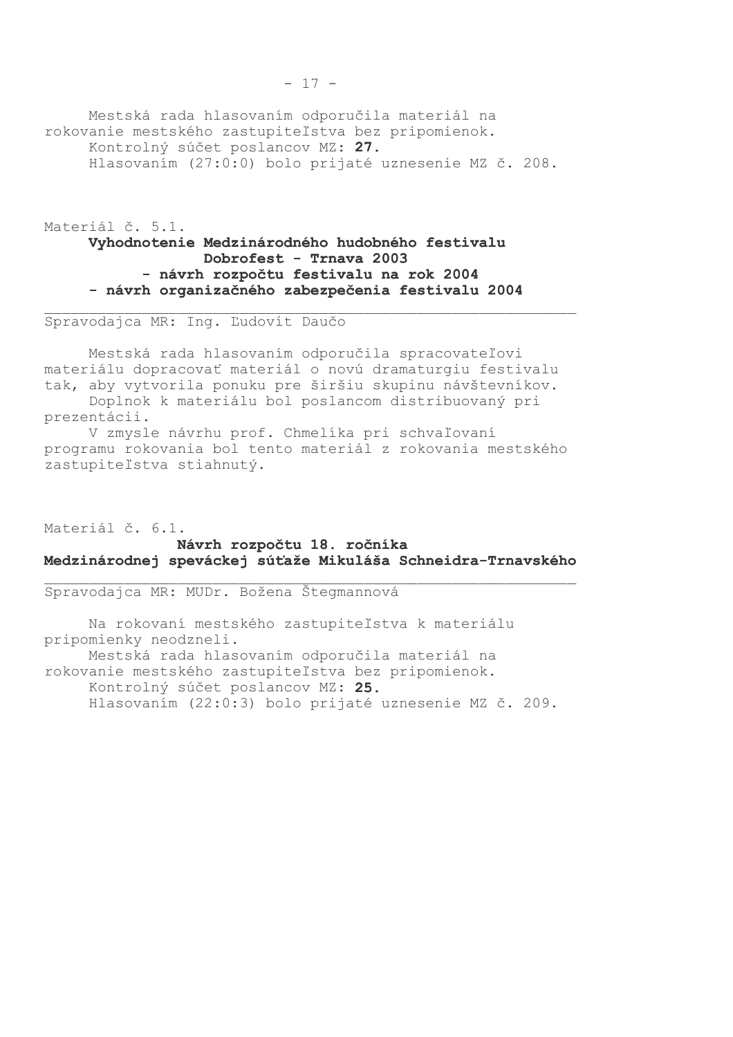Mestská rada hlasovaním odporučila materiál na rokovanie mestského zastupiteľstva bez pripomienok.

Kontrolný súčet poslancov MZ: **27.**

Hlasovaním (27:0:0) bolo prijaté uznesenie MZ č. 208.

Materiál č. 5.1.

**Vyhodnotenie Medzinárodného hudobného festivalu Dobrofest - Trnava 2003**
**- návrh rozpočtu festivalu na rok 2004**
**- návrh organizačného zabezpečenia festivalu 2004**

---

Spravodajca MR: Ing. Ľudovít Daučo

Mestská rada hlasovaním odporučila spracovateľovi materiálu dopracovať materiál o novú dramaturgiu festivalu tak, aby vytvorila ponuku pre širšiu skupinu návštevníkov.

Doplnok k materiálu bol poslancom distribuovaný pri prezentácii.

V zmysle návrhu prof. Chmelíka pri schvaľovaní programu rokovania bol tento materiál z rokovania mestského zastupiteľstva stiahnutý.

Materiál č. 6.1.

**Návrh rozpočtu 18. ročníka**
**Medzinárodnej speváckej súťaže Mikuláša Schneidra-Trnavského**

---

Spravodajca MR: MUDr. Božena Štegmannová

Na rokovaní mestského zastupiteľstva k materiálu pripomienky neodzneli.

Mestská rada hlasovaním odporučila materiál na rokovanie mestského zastupiteľstva bez pripomienok.

Kontrolný súčet poslancov MZ: **25.**

Hlasovaním (22:0:3) bolo prijaté uznesenie MZ č. 209.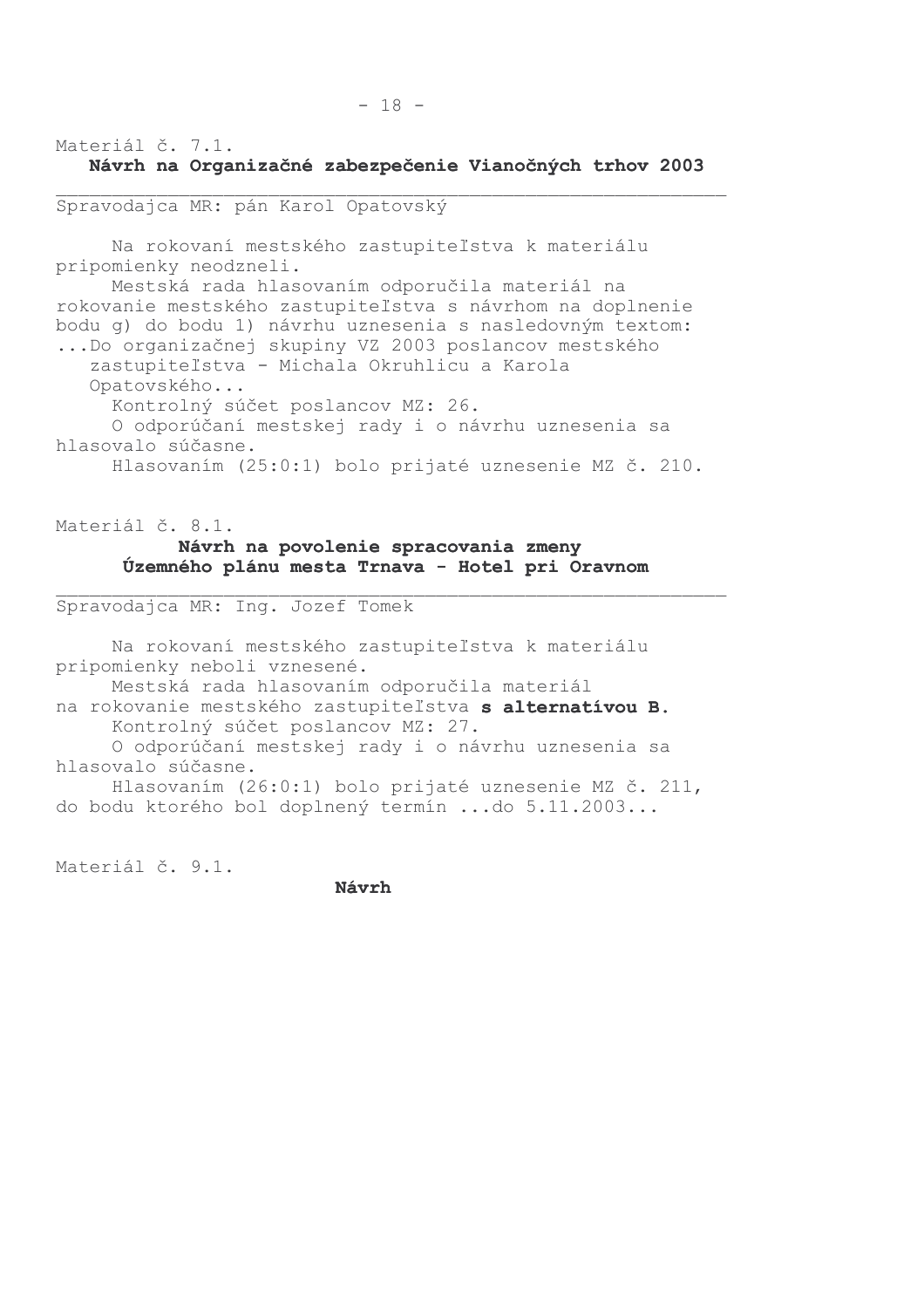Materiál č. 7.1.

**Návrh na Organizačné zabezpečenie Vianočných trhov 2003**

---

Spravodajca MR: pán Karol Opatovský

Na rokovaní mestského zastupiteľstva k materiálu pripomienky neodzneli.

Mestská rada hlasovaním odporučila materiál na rokovanie mestského zastupiteľstva s návrhom na doplnenie bodu g) do bodu 1) návrhu uznesenia s nasledovným textom:

...Do organizačnej skupiny VZ 2003 poslancov mestského zastupiteľstva - Michala Okruhlicu a Karola Opatovského...

Kontrolný súčet poslancov MZ: 26.

O odporúčaní mestskej rady i o návrhu uznesenia sa hlasovalo súčasne.

Hlasovaním (25:0:1) bolo prijaté uznesenie MZ č. 210.

Materiál č. 8.1.

**Návrh na povolenie spracovania zmeny Územného plánu mesta Trnava - Hotel pri Oravnom**

---

Spravodajca MR: Ing. Jozef Tomek

Na rokovaní mestského zastupiteľstva k materiálu pripomienky neboli vznesené.

Mestská rada hlasovaním odporučila materiál na rokovanie mestského zastupiteľstva **s alternatívou B.**

Kontrolný súčet poslancov MZ: 27.

O odporúčaní mestskej rady i o návrhu uznesenia sa hlasovalo súčasne.

Hlasovaním (26:0:1) bolo prijaté uznesenie MZ č. 211, do bodu ktorého bol doplnený termín ...do 5.11.2003...

Materiál č. 9.1.

**Návrh**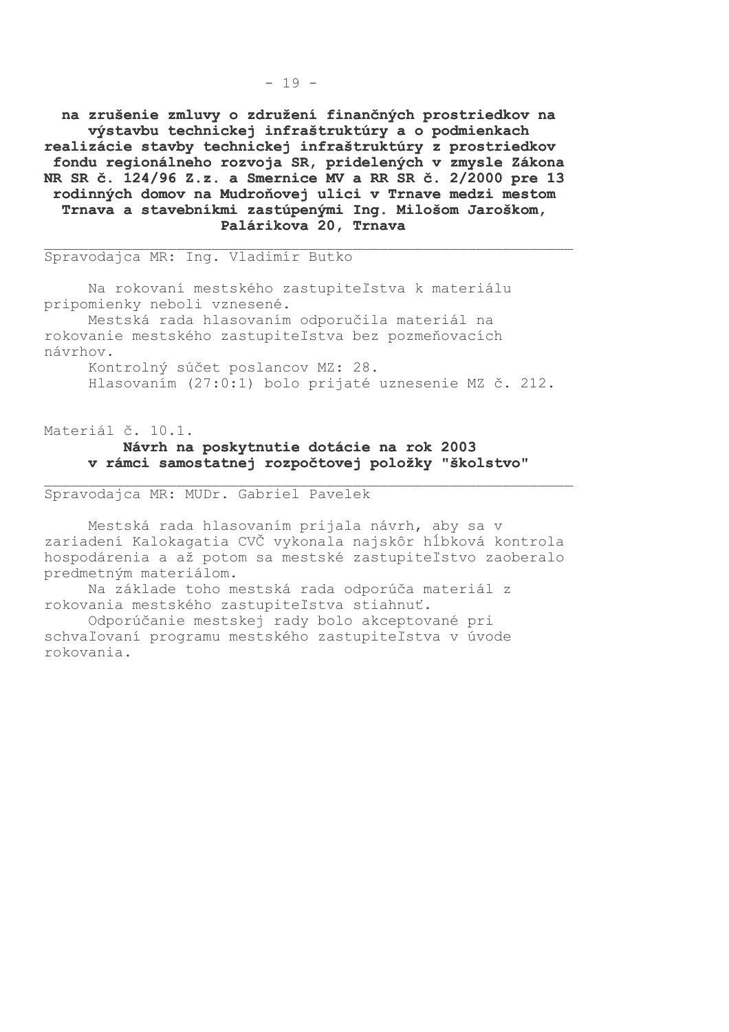**na zrušenie zmluvy o združení finančných prostriedkov na výstavbu technickej infraštruktúry a o podmienkach realizácie stavby technickej infraštruktúry z prostriedkov fondu regionálneho rozvoja SR, pridelených v zmysle Zákona NR SR č. 124/96 Z.z. a Smernice MV a RR SR č. 2/2000 pre 13 rodinných domov na Mudroňovej ulici v Trnave medzi mestom Trnava a stavebníkmi zastúpenými Ing. Milošom Jaroškom, Pálárikova 20, Trnava**

---

Spravodajca MR: Ing. Vladimír Butko

Na rokovaní mestského zastupiteľstva k materiálu pripomienky neboli vznesené.

Mestská rada hlasovaním odporučila materiál na rokovanie mestského zastupiteľstva bez pozmeňovacích návrhov.

Kontrolný súčet poslancov MZ: 28.

Hlasovaním (27:0:1) bolo prijaté uznesenie MZ č. 212.

Materiál č. 10.1.

**Návrh na poskytnutie dotácie na rok 2003 v rámci samostatnej rozpočtovej položky "školstvo"**

---

Spravodajca MR: MUDr. Gabriel Pavelek

Mestská rada hlasovaním prijala návrh, aby sa v zariadení Kalokagatia CVČ vykonala najskôr hĺbková kontrola hospodárenia a až potom sa mestské zastupiteľstvo zaoberalo predmetným materiálom.

Na základe toho mestská rada odporúča materiál z rokovania mestského zastupiteľstva stiahnuť.

Odporúčanie mestskej rady bolo akceptované pri schvaľovaní programu mestského zastupiteľstva v úvode rokovania.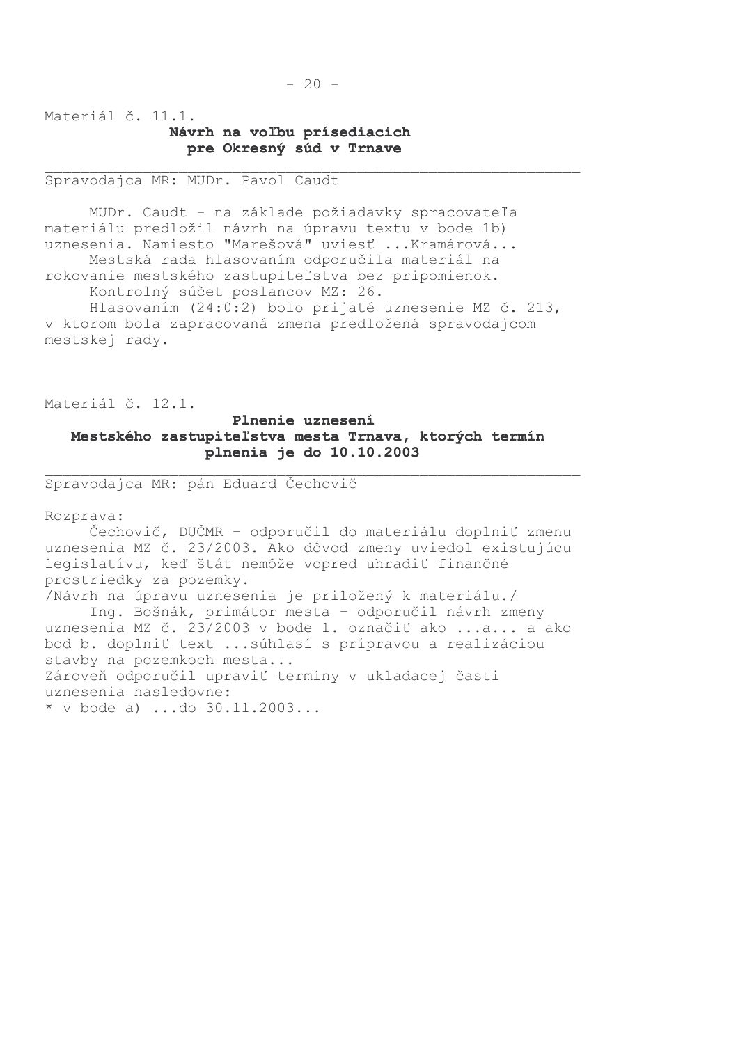Materiál č. 11.1.

**Návrh na voľbu prísediacich pre Okresný súd v Trnave**

Spravodajca MR: MUDr. Pavol Caudt

MUDr. Caudt - na základe požiadavky spracovateľa materiálu predložil návrh na úpravu textu v bode 1b) uznesenia. Namiesto "Marešová" uviesť ...Kramárová...

Mestská rada hlasovaním odporučila materiál na rokovanie mestského zastupiteľstva bez pripomienok.

Kontrolný súčet poslancov MZ: 26.

Hlasovaním (24:0:2) bolo prijaté uznesenie MZ č. 213, v ktorom bola zapracovaná zmena predložená spravodajcom mestskej rady.

Materiál č. 12.1.

**Plnenie uznesení Mestského zastupiteľstva mesta Trnava, ktorých termín plnenia je do 10.10.2003**

Spravodajca MR: pán Eduard Čechovič

Rozprava:

Čechovič, DUČMR - odporučil do materiálu doplniť zmenu uznesenia MZ č. 23/2003. Ako dôvod zmeny uviedol existujúcu legislatívu, keď štát nemôže vopred uhradiť finančné prostriedky za pozemky.

/Návrh na úpravu uznesenia je priložený k materiálu./

Ing. Bošnák, primátor mesta - odporučil návrh zmeny uznesenia MZ č. 23/2003 v bode 1. označiť ako ...a... a ako bod b. doplniť text ...súhlasí s prípravou a realizáciou stavby na pozemkoch mesta...

Zároveň odporučil upraviť termíny v ukladacej časti uznesenia nasledovne:

* v bode a) ...do 30.11.2003...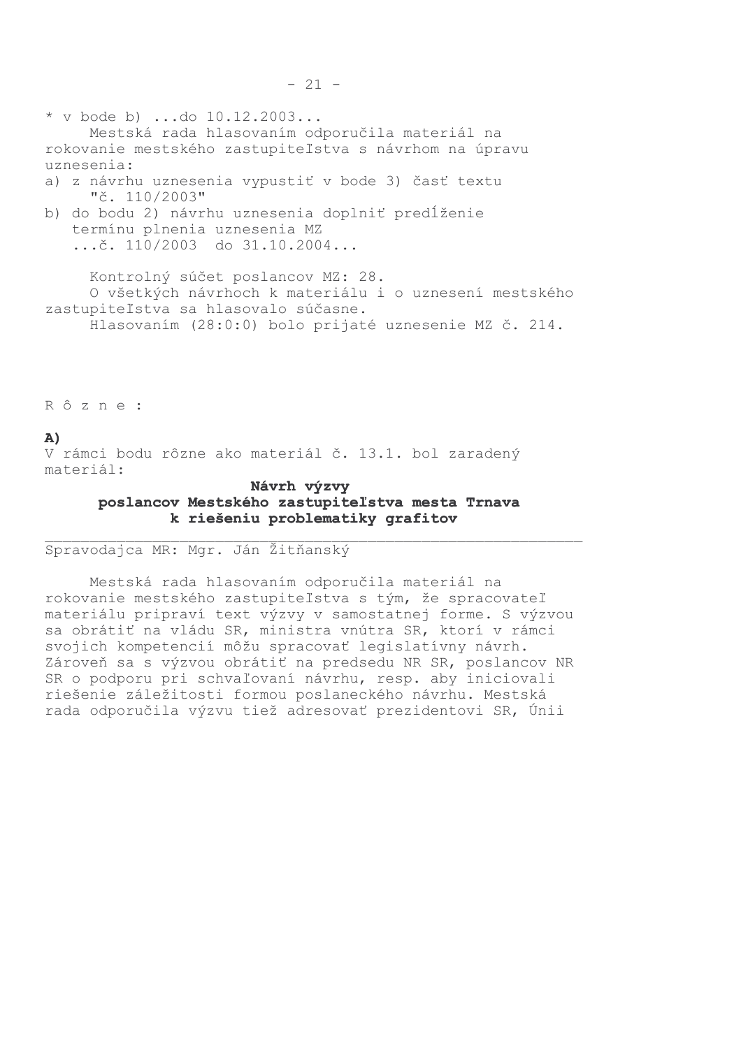* v bode b) ...do 10.12.2003...

Mestská rada hlasovaním odporučila materiál na rokovanie mestského zastupiteľstva s návrhom na úpravu uznesenia:

a) z návrhu uznesenia vypustiť v bode 3) časť textu "č. 110/2003"

b) do bodu 2) návrhu uznesenia doplniť predĺženie termínu plnenia uznesenia MZ ...č. 110/2003 do 31.10.2004...

Kontrolný súčet poslancov MZ: 28.

O všetkých návrhoch k materiálu i o uznesení mestského zastupiteľstva sa hlasovalo súčasne.

Hlasovaním (28:0:0) bolo prijaté uznesenie MZ č. 214.

R ô z n e :

**A)**

V rámci bodu rôzne ako materiál č. 13.1. bol zaradený materiál:

**Návrh výzvy poslancov Mestského zastupiteľstva mesta Trnava k riešeniu problematiky grafitov**

---

Spravodajca MR: Mgr. Ján Žitňanský

Mestská rada hlasovaním odporučila materiál na rokovanie mestského zastupiteľstva s tým, že spracovateľ materiálu pripraví text výzvy v samostatnej forme. S výzvou sa obrátiť na vládu SR, ministra vnútra SR, ktorí v rámci svojich kompetencií môžu spracovať legislatívny návrh. Zároveň sa s výzvou obrátiť na predsedu NR SR, poslancov NR SR o podporu pri schvaľovaní návrhu, resp. aby iniciovali riešenie záležitosti formou poslaneckého návrhu. Mestská rada odporučila výzvu tiež adresovať prezidentovi SR, Únii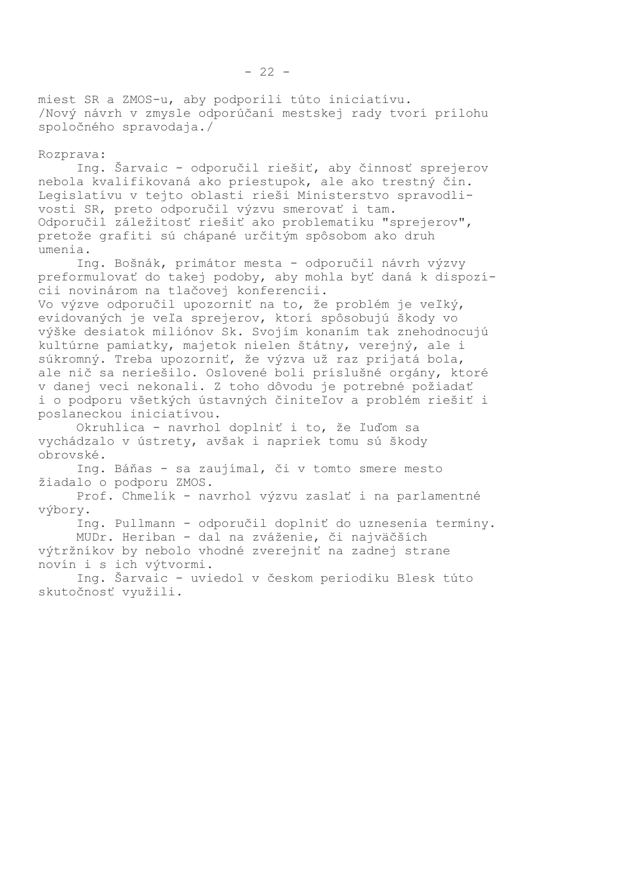miest SR a ZMOS-u, aby podporili túto iniciatívu.
/Nový návrh v zmysle odporúčaní mestskej rady tvorí prílohu spoločného spravodaja./

Rozprava:

Ing. Šarvaic - odporučil riešiť, aby činnosť sprejerov nebola kvalifikovaná ako priestupok, ale ako trestný čin. Legislatívu v tejto oblasti rieši Ministerstvo spravodlivosti SR, preto odporučil výzvu smerovať i tam. Odporučil záležitosť riešiť ako problematiku "sprejerov", pretože grafiti sú chápané určitým spôsobom ako druh umenia.

Ing. Bošnák, primátor mesta - odporučil návrh výzvy preformulovať do takej podoby, aby mohla byť daná k dispozícii novinárom na tlačovej konferencii.
Vo výzve odporučil upozorniť na to, že problém je veľký, evidovaných je veľa sprejerov, ktorí spôsobujú škody vo výške desiatok miliónov Sk. Svojím konaním tak znehodnocujú kultúrne pamiatky, majetok nielen štátny, verejný, ale i súkromný. Treba upozorniť, že výzva už raz prijatá bola, ale nič sa neriešilo. Oslovené boli príslušné orgány, ktoré v danej veci nekonali. Z toho dôvodu je potrebné požiadať i o podporu všetkých ústavných činiteľov a problém riešiť i poslaneckou iniciatívou.

Okruhlica - navrhol doplniť i to, že ľuďom sa vychádzalo v ústrety, avšak i napriek tomu sú škody obrovské.

Ing. Báňas - sa zaujímal, či v tomto smere mesto žiadalo o podporu ZMOS.

Prof. Chmelík - navrhol výzvu zaslať i na parlamentné výbory.

Ing. Pullmann - odporučil doplniť do uznesenia termíny.

MUDr. Heriban - dal na zváženie, či najväčších výtržníkov by nebolo vhodné zverejniť na zadnej strane novín i s ich výtvormi.

Ing. Šarvaic - uviedol v českom periodiku Blesk túto skutočnosť využili.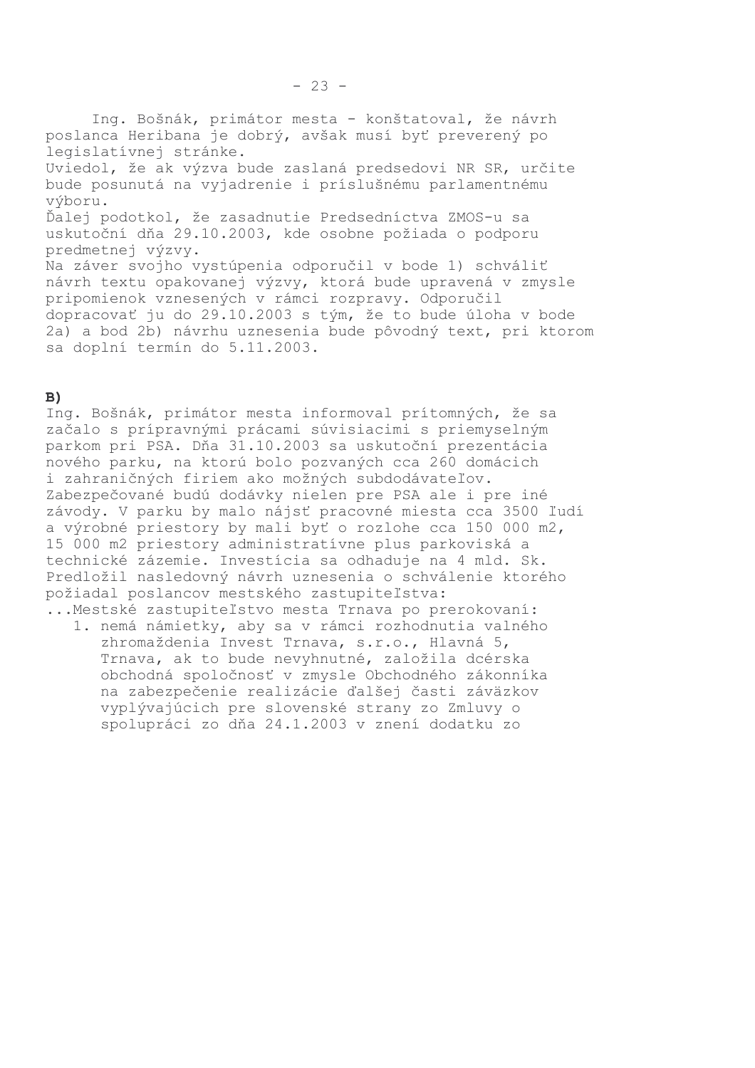Ing. Bošnák, primátor mesta - konštatoval, že návrh poslanca Heribana je dobrý, avšak musí byť preverený po legislatívnej stránke.
Uviedol, že ak výzva bude zaslaná predsedovi NR SR, určite bude posunutá na vyjadrenie i príslušnému parlamentnému výboru.
Ďalej podotkol, že zasadnutie Predsedníctva ZMOS-u sa uskutoční dňa 29.10.2003, kde osobne požiada o podporu predmetnej výzvy.
Na záver svojho vystúpenia odporučil v bode 1) schváliť návrh textu opakovanej výzvy, ktorá bude upravená v zmysle pripomienok vznesených v rámci rozpravy. Odporučil dopracovať ju do 29.10.2003 s tým, že to bude úloha v bode 2a) a bod 2b) návrhu uznesenia bude pôvodný text, pri ktorom sa doplní termín do 5.11.2003.

**B)**

Ing. Bošnák, primátor mesta informoval prítomných, že sa začalo s prípravnými prácami súvisiacimi s priemyselným parkom pri PSA. Dňa 31.10.2003 sa uskutoční prezentácia nového parku, na ktorú bolo pozvaných cca 260 domácich i zahraničných firiem ako možných subdodávateľov. Zabezpečované budú dodávky nielen pre PSA ale i pre iné závody. V parku by malo nájsť pracovné miesta cca 3500 ľudí a výrobné priestory by mali byť o rozlohe cca 150 000 m2, 15 000 m2 priestory administratívne plus parkoviská a technické zázemie. Investícia sa odhaduje na 4 mld. Sk.
Predložil nasledovný návrh uznesenia o schválenie ktorého požiadal poslancov mestského zastupiteľstva:

...Mestské zastupiteľstvo mesta Trnava po prerokovaní:

1. nemá námietky, aby sa v rámci rozhodnutia valného zhromaždenia Invest Trnava, s.r.o., Hlavná 5, Trnava, ak to bude nevyhnutné, založila dcérska obchodná spoločnosť v zmysle Obchodného zákonníka na zabezpečenie realizácie ďalšej časti záväzkov vyplývajúcich pre slovenské strany zo Zmluvy o spolupráci zo dňa 24.1.2003 v znení dodatku zo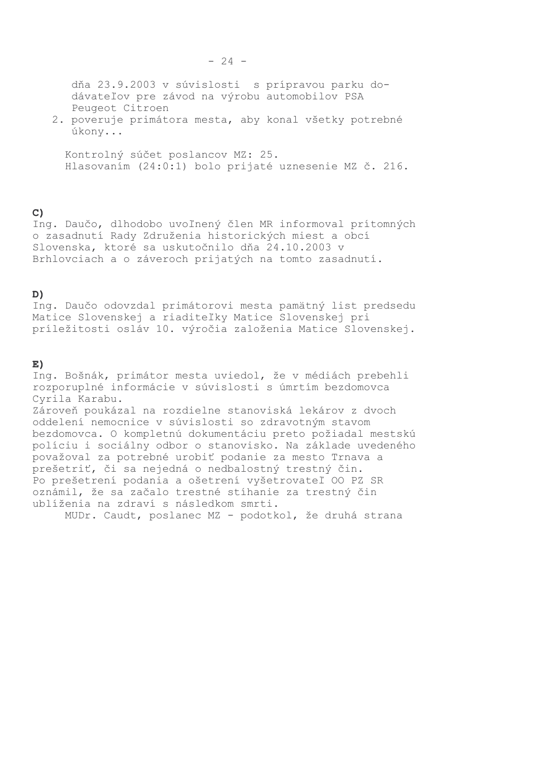dňa 23.9.2003 v súvislosti s prípravou parku dodávateľov pre závod na výrobu automobilov PSA Peugeot Citroen

2. poveruje primátora mesta, aby konal všetky potrebné úkony...

Kontrolný súčet poslancov MZ: 25.
Hlasovaním (24:0:1) bolo prijaté uznesenie MZ č. 216.

**C)**
Ing. Daučo, dlhodobo uvoľnený člen MR informoval prítomných o zasadnutí Rady Združenia historických miest a obcí Slovenska, ktoré sa uskutočnilo dňa 24.10.2003 v Brhlovciach a o záveroch prijatých na tomto zasadnutí.

**D)**
Ing. Daučo odovzdal primátorovi mesta pamätný list predsedu Matice Slovenskej a riaditeľky Matice Slovenskej pri príležitosti osláv 10. výročia založenia Matice Slovenskej.

**E)**
Ing. Bošnák, primátor mesta uviedol, že v médiách prebehli rozporuplné informácie v súvislosti s úmrtím bezdomovca Cyrila Karabu.
Zároveň poukázal na rozdielne stanoviská lekárov z dvoch oddelení nemocnice v súvislosti so zdravotným stavom bezdomovca. O kompletnú dokumentáciu preto požiadal mestskú políciu i sociálny odbor o stanovisko. Na základe uvedeného považoval za potrebné urobiť podanie za mesto Trnava a prešetriť, či sa nejedná o nedbalostný trestný čin.
Po prešetrení podania a ošetrení vyšetrovateľ OO PZ SR oznámil, že sa začalo trestné stíhanie za trestný čin ublíženia na zdraví s následkom smrti.

MUDr. Caudt, poslanec MZ - podotkol, že druhá strana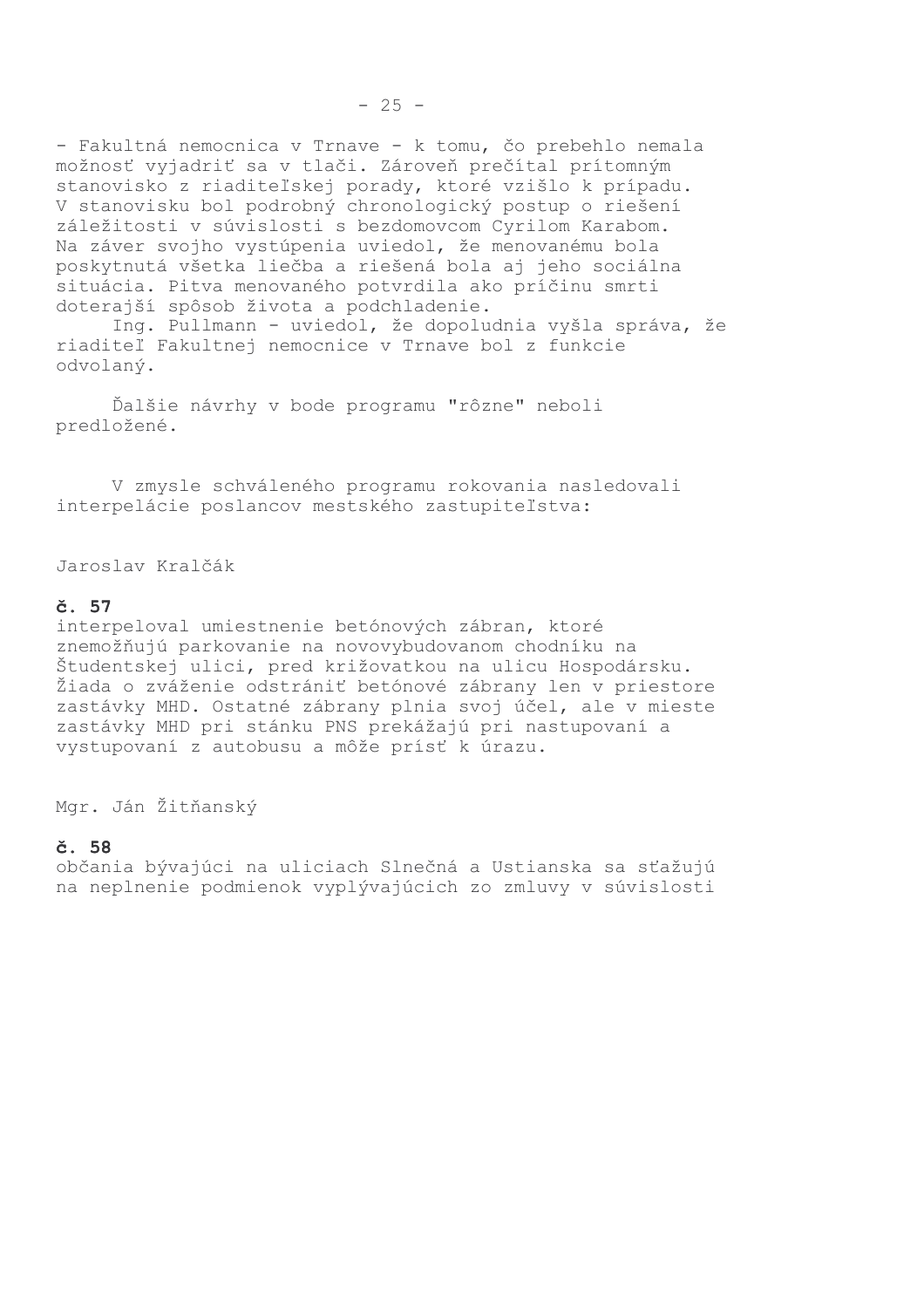- Fakultná nemocnica v Trnave - k tomu, čo prebehlo nemala možnosť vyjadriť sa v tlači. Zároveň prečítal prítomným stanovisko z riaditeľskej porady, ktoré vzišlo k prípadu. V stanovisku bol podrobný chronologický postup o riešení záležitosti v súvislosti s bezdomovcom Cyrilom Karabom. Na záver svojho vystúpenia uviedol, že menovanému bola poskytnutá všetka liečba a riešená bola aj jeho sociálna situácia. Pitva menovaného potvrdila ako príčinu smrti doterajší spôsob života a podchladenie.

Ing. Pullmann - uviedol, že dopoludnia vyšla správa, že riaditeľ Fakultnej nemocnice v Trnave bol z funkcie odvolaný.

Ďalšie návrhy v bode programu "rôzne" neboli predložené.

V zmysle schváleného programu rokovania nasledovali interpelácie poslancov mestského zastupiteľstva:

Jaroslav Kralčák

**č. 57**
interpeloval umiestnenie betónových zábran, ktoré znemožňujú parkovanie na novovybudovanom chodníku na Študentskej ulici, pred križovatkou na ulicu Hospodársku. Žiada o zváženie odstrániť betónové zábrany len v priestore zastávky MHD. Ostatné zábrany plnia svoj účel, ale v mieste zastávky MHD pri stánku PNS prekážajú pri nastupovaní a vystupovaní z autobusu a môže prísť k úrazu.

Mgr. Ján Žitňanský

**č. 58**
občania bývajúci na uliciach Slnečná a Ustianska sa sťažujú na neplnenie podmienok vyplývajúcich zo zmluvy v súvislosti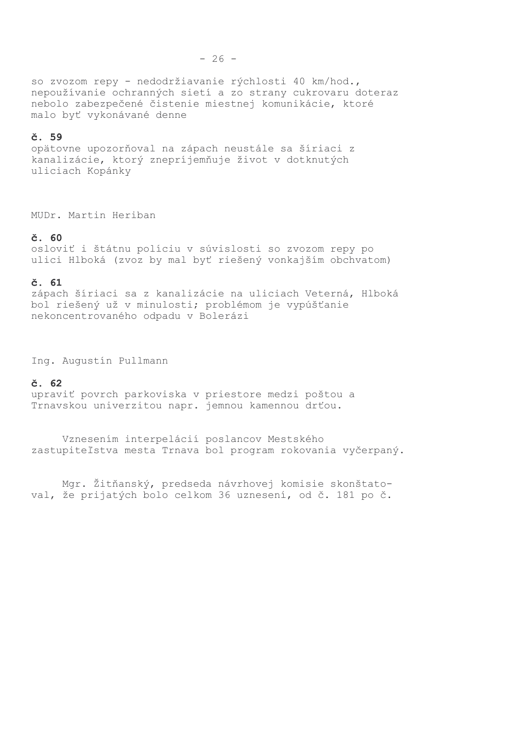so zvozom repy - nedodržiavanie rýchlosti 40 km/hod., nepoužívanie ochranných sietí a zo strany cukrovaru doteraz nebolo zabezpečené čistenie miestnej komunikácie, ktoré malo byť vykonávané denne

**č. 59**
opätovne upozorňoval na zápach neustále sa šíriaci z kanalizácie, ktorý znepríjemňuje život v dotknutých uliciach Kopánky

MUDr. Martin Heriban

**č. 60**
osloviť i štátnu políciu v súvislosti so zvozom repy po ulici Hlboká (zvoz by mal byť riešený vonkajším obchvatom)

**č. 61**
zápach šíriaci sa z kanalizácie na uliciach Veterná, Hlboká bol riešený už v minulosti; problémom je vypúšťanie nekoncentrovaného odpadu v Bolerázi

Ing. Augustín Pullmann

**č. 62**
upraviť povrch parkoviska v priestore medzi poštou a Trnavskou univerzitou napr. jemnou kamennou drťou.

Vznesením interpelácií poslancov Mestského zastupiteľstva mesta Trnava bol program rokovania vyčerpaný.

Mgr. Žitňanský, predseda návrhovej komisie skonštatoval, že prijatých bolo celkom 36 uznesení, od č. 181 po č.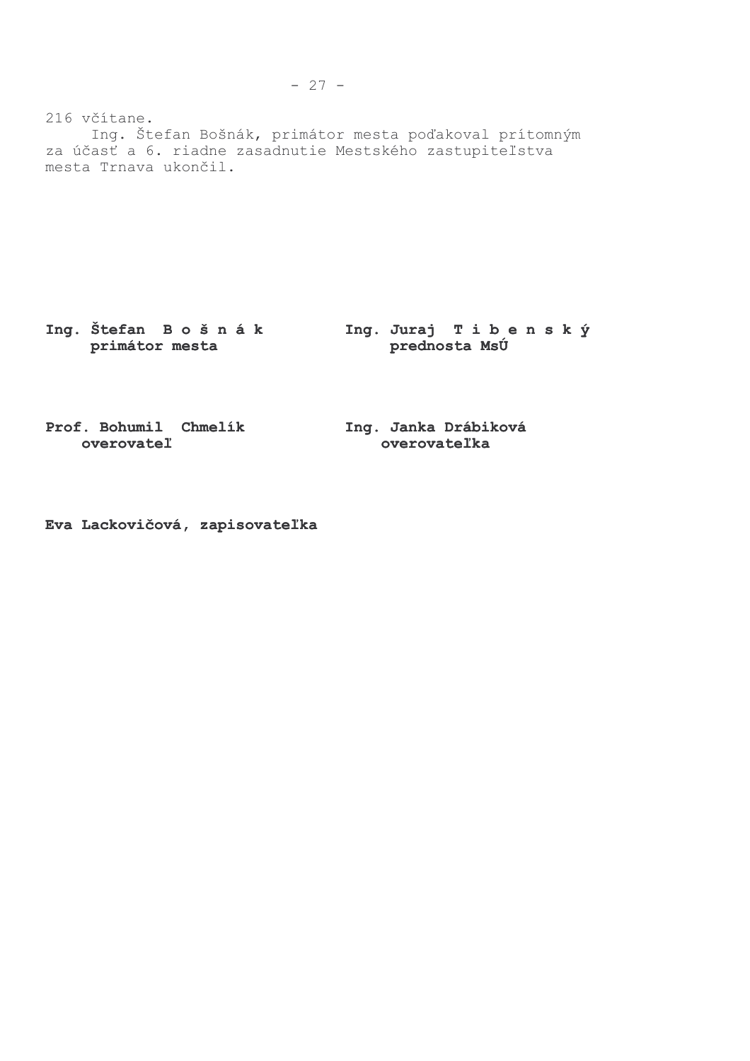216 včítane.

Ing. Štefan Bošnák, primátor mesta poďakoval prítomným za účasť a 6. riadne zasadnutie Mestského zastupiteľstva mesta Trnava ukončil.

**Ing. Štefan B o š n á k**
**primátor mesta**

**Ing. Juraj T i b e n s k ý**
**prednosta MsÚ**

**Prof. Bohumil Chmelík**
**overovateľ**

**Ing. Janka Drábiková**
**overovateľka**

**Eva Lackovičová, zapisovateľka**